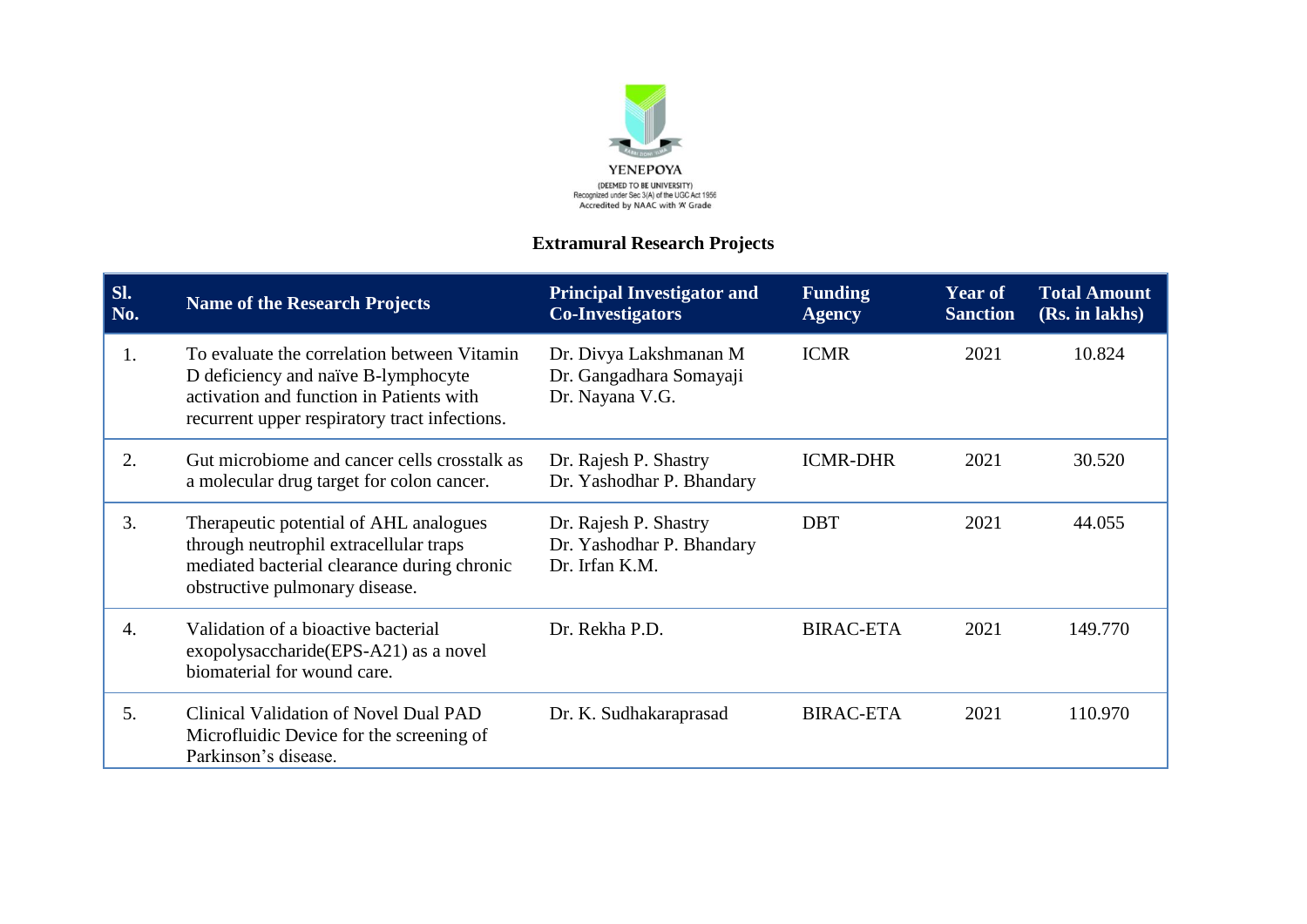YENEPOYA

(DEEMED TO BE UNIVERSITY)
Recognized under Sec 3(A) of the UGC Act 1956
Accredited by NAAC with 'A' Grade

## Extramural Research Projects

| Sl. No. | Name of the Research Projects | Principal Investigator and Co-Investigators | Funding Agency | Year of Sanction | Total Amount (Rs. in lakhs) |
|---|---|---|---|---|---|
| 1. | To evaluate the correlation between Vitamin D deficiency and naïve B-lymphocyte activation and function in Patients with recurrent upper respiratory tract infections. | Dr. Divya Lakshmanan M<br>Dr. Gangadhara Somayaji<br>Dr. Nayana V.G. | ICMR | 2021 | 10.824 |
| 2. | Gut microbiome and cancer cells crosstalk as a molecular drug target for colon cancer. | Dr. Rajesh P. Shastry<br>Dr. Yashodhar P. Bhandary | ICMR-DHR | 2021 | 30.520 |
| 3. | Therapeutic potential of AHL analogues through neutrophil extracellular traps mediated bacterial clearance during chronic obstructive pulmonary disease. | Dr. Rajesh P. Shastry<br>Dr. Yashodhar P. Bhandary<br>Dr. Irfan K.M. | DBT | 2021 | 44.055 |
| 4. | Validation of a bioactive bacterial exopolysaccharide(EPS-A21) as a novel biomaterial for wound care. | Dr. Rekha P.D. | BIRAC-ETA | 2021 | 149.770 |
| 5. | Clinical Validation of Novel Dual PAD Microfluidic Device for the screening of Parkinson's disease. | Dr. K. Sudhakaraprasad | BIRAC-ETA | 2021 | 110.970 |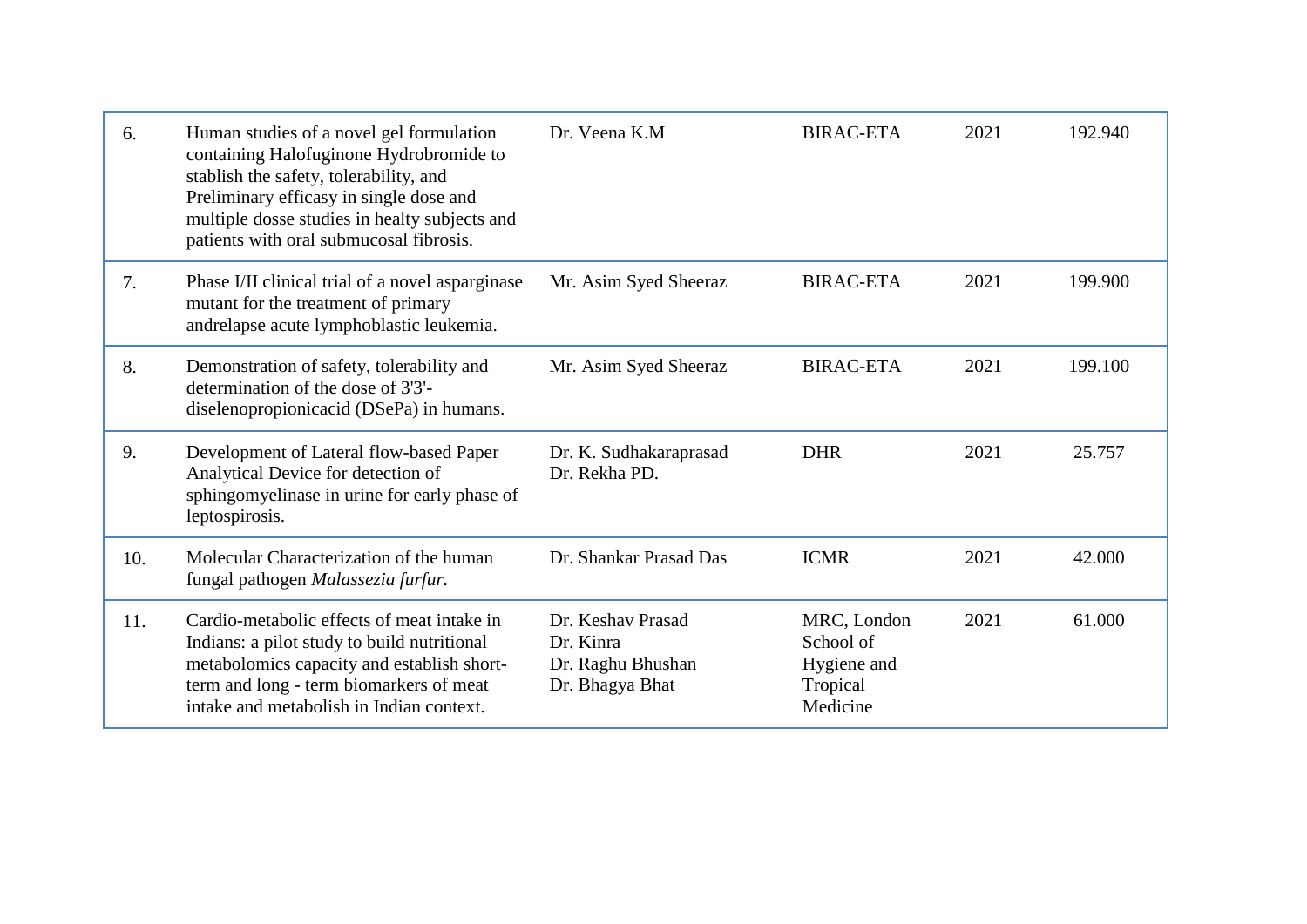| | | | | | |
|---|---|---|---|---|---|
| 6. | Human studies of a novel gel formulation containing Halofuginone Hydrobromide to stablish the safety, tolerability, and Preliminary efficasy in single dose and multiple dosse studies in healty subjects and patients with oral submucosal fibrosis. | Dr. Veena K.M | BIRAC-ETA | 2021 | 192.940 |
| 7. | Phase I/II clinical trial of a novel asparginase mutant for the treatment of primary andrelapse acute lymphoblastic leukemia. | Mr. Asim Syed Sheeraz | BIRAC-ETA | 2021 | 199.900 |
| 8. | Demonstration of safety, tolerability and determination of the dose of 3'3'-diselenopropionicacid (DSePa) in humans. | Mr. Asim Syed Sheeraz | BIRAC-ETA | 2021 | 199.100 |
| 9. | Development of Lateral flow-based Paper Analytical Device for detection of sphingomyelinase in urine for early phase of leptospirosis. | Dr. K. Sudhakaraprasad<br>Dr. Rekha PD. | DHR | 2021 | 25.757 |
| 10. | Molecular Characterization of the human fungal pathogen *Malassezia furfur*. | Dr. Shankar Prasad Das | ICMR | 2021 | 42.000 |
| 11. | Cardio-metabolic effects of meat intake in Indians: a pilot study to build nutritional metabolomics capacity and establish short-term and long - term biomarkers of meat intake and metabolish in Indian context. | Dr. Keshav Prasad<br>Dr. Kinra<br>Dr. Raghu Bhushan<br>Dr. Bhagya Bhat | MRC, London School of Hygiene and Tropical Medicine | 2021 | 61.000 |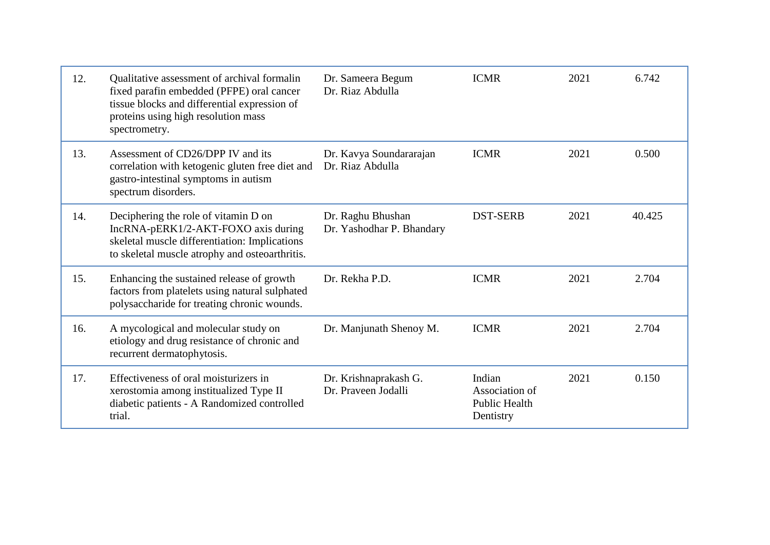| | | | | | |
|---|---|---|---|---|---|
| 12. | Qualitative assessment of archival formalin fixed parafin embedded (PFPE) oral cancer tissue blocks and differential expression of proteins using high resolution mass spectrometry. | Dr. Sameera Begum<br>Dr. Riaz Abdulla | ICMR | 2021 | 6.742 |
| 13. | Assessment of CD26/DPP IV and its correlation with ketogenic gluten free diet and gastro-intestinal symptoms in autism spectrum disorders. | Dr. Kavya Soundararajan<br>Dr. Riaz Abdulla | ICMR | 2021 | 0.500 |
| 14. | Deciphering the role of vitamin D on IncRNA-pERK1/2-AKT-FOXO axis during skeletal muscle differentiation: Implications to skeletal muscle atrophy and osteoarthritis. | Dr. Raghu Bhushan<br>Dr. Yashodhar P. Bhandary | DST-SERB | 2021 | 40.425 |
| 15. | Enhancing the sustained release of growth factors from platelets using natural sulphated polysaccharide for treating chronic wounds. | Dr. Rekha P.D. | ICMR | 2021 | 2.704 |
| 16. | A mycological and molecular study on etiology and drug resistance of chronic and recurrent dermatophytosis. | Dr. Manjunath Shenoy M. | ICMR | 2021 | 2.704 |
| 17. | Effectiveness of oral moisturizers in xerostomia among institualized Type II diabetic patients - A Randomized controlled trial. | Dr. Krishnaprakash G.<br>Dr. Praveen Jodalli | Indian Association of Public Health Dentistry | 2021 | 0.150 |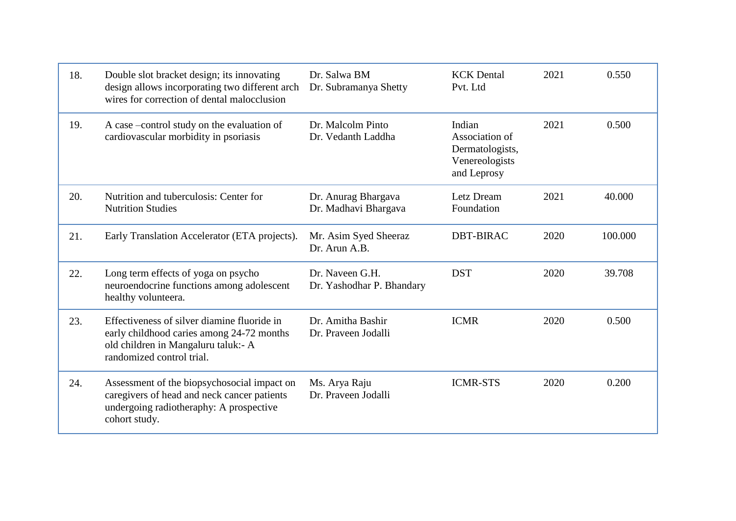| | | | | | |
|---|---|---|---|---|---|
| 18. | Double slot bracket design; its innovating design allows incorporating two different arch wires for correction of dental malocclusion | Dr. Salwa BM<br>Dr. Subramanya Shetty | KCK Dental Pvt. Ltd | 2021 | 0.550 |
| 19. | A case –control study on the evaluation of cardiovascular morbidity in psoriasis | Dr. Malcolm Pinto<br>Dr. Vedanth Laddha | Indian Association of Dermatologists, Venereologists and Leprosy | 2021 | 0.500 |
| 20. | Nutrition and tuberculosis: Center for Nutrition Studies | Dr. Anurag Bhargava<br>Dr. Madhavi Bhargava | Letz Dream Foundation | 2021 | 40.000 |
| 21. | Early Translation Accelerator (ETA projects). | Mr. Asim Syed Sheeraz<br>Dr. Arun A.B. | DBT-BIRAC | 2020 | 100.000 |
| 22. | Long term effects of yoga on psycho neuroendocrine functions among adolescent healthy volunteera. | Dr. Naveen G.H.<br>Dr. Yashodhar P. Bhandary | DST | 2020 | 39.708 |
| 23. | Effectiveness of silver diamine fluoride in early childhood caries among 24-72 months old children in Mangaluru taluk:- A randomized control trial. | Dr. Amitha Bashir<br>Dr. Praveen Jodalli | ICMR | 2020 | 0.500 |
| 24. | Assessment of the biopsychosocial impact on caregivers of head and neck cancer patients undergoing radiotheraphy: A prospective cohort study. | Ms. Arya Raju<br>Dr. Praveen Jodalli | ICMR-STS | 2020 | 0.200 |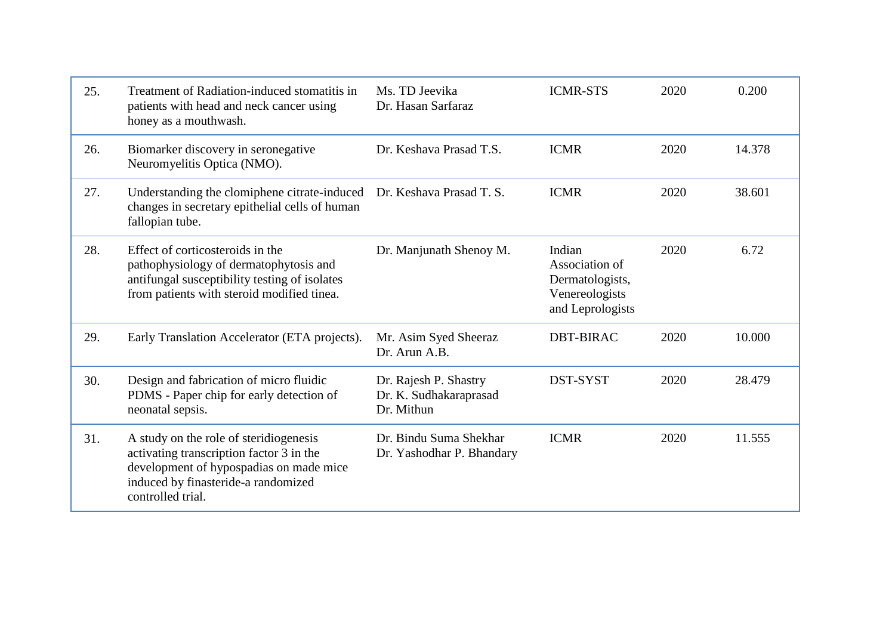| | | | | | |
|---|---|---|---|---|---|
| 25. | Treatment of Radiation-induced stomatitis in patients with head and neck cancer using honey as a mouthwash. | Ms. TD Jeevika<br>Dr. Hasan Sarfaraz | ICMR-STS | 2020 | 0.200 |
| 26. | Biomarker discovery in seronegative Neuromyelitis Optica (NMO). | Dr. Keshava Prasad T.S. | ICMR | 2020 | 14.378 |
| 27. | Understanding the clomiphene citrate-induced changes in secretary epithelial cells of human fallopian tube. | Dr. Keshava Prasad T. S. | ICMR | 2020 | 38.601 |
| 28. | Effect of corticosteroids in the pathophysiology of dermatophytosis and antifungal susceptibility testing of isolates from patients with steroid modified tinea. | Dr. Manjunath Shenoy M. | Indian Association of Dermatologists, Venereologists and Leprologists | 2020 | 6.72 |
| 29. | Early Translation Accelerator (ETA projects). | Mr. Asim Syed Sheeraz<br>Dr. Arun A.B. | DBT-BIRAC | 2020 | 10.000 |
| 30. | Design and fabrication of micro fluidic PDMS - Paper chip for early detection of neonatal sepsis. | Dr. Rajesh P. Shastry<br>Dr. K. Sudhakaraprasad<br>Dr. Mithun | DST-SYST | 2020 | 28.479 |
| 31. | A study on the role of steridiogenesis activating transcription factor 3 in the development of hypospadias on made mice induced by finasteride-a randomized controlled trial. | Dr. Bindu Suma Shekhar<br>Dr. Yashodhar P. Bhandary | ICMR | 2020 | 11.555 |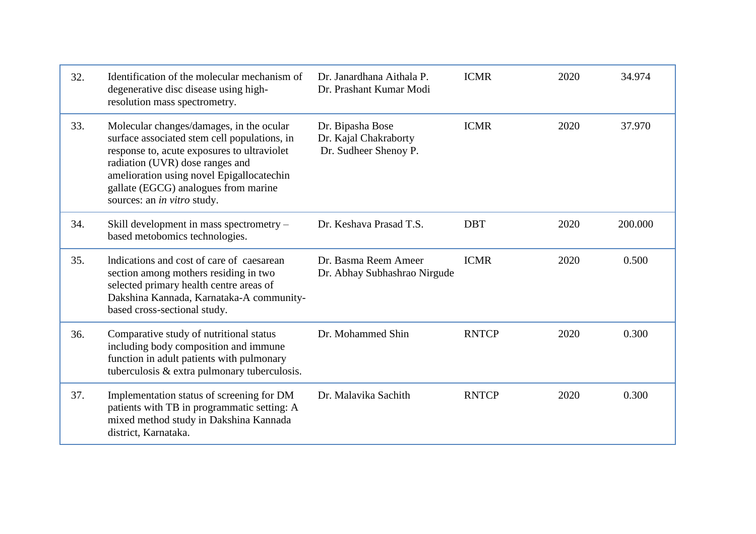| | | | | | |
|---|---|---|---|---|---|
| 32. | Identification of the molecular mechanism of degenerative disc disease using high-resolution mass spectrometry. | Dr. Janardhana Aithala P.<br>Dr. Prashant Kumar Modi | ICMR | 2020 | 34.974 |
| 33. | Molecular changes/damages, in the ocular surface associated stem cell populations, in response to, acute exposures to ultraviolet radiation (UVR) dose ranges and amelioration using novel Epigallocatechin gallate (EGCG) analogues from marine sources: an *in vitro* study. | Dr. Bipasha Bose<br>Dr. Kajal Chakraborty<br>Dr. Sudheer Shenoy P. | ICMR | 2020 | 37.970 |
| 34. | Skill development in mass spectrometry – based metobomics technologies. | Dr. Keshava Prasad T.S. | DBT | 2020 | 200.000 |
| 35. | lndications and cost of care of caesarean section among mothers residing in two selected primary health centre areas of Dakshina Kannada, Karnataka-A community-based cross-sectional study. | Dr. Basma Reem Ameer<br>Dr. Abhay Subhashrao Nirgude | ICMR | 2020 | 0.500 |
| 36. | Comparative study of nutritional status including body composition and immune function in adult patients with pulmonary tuberculosis & extra pulmonary tuberculosis. | Dr. Mohammed Shin | RNTCP | 2020 | 0.300 |
| 37. | Implementation status of screening for DM patients with TB in programmatic setting: A mixed method study in Dakshina Kannada district, Karnataka. | Dr. Malavika Sachith | RNTCP | 2020 | 0.300 |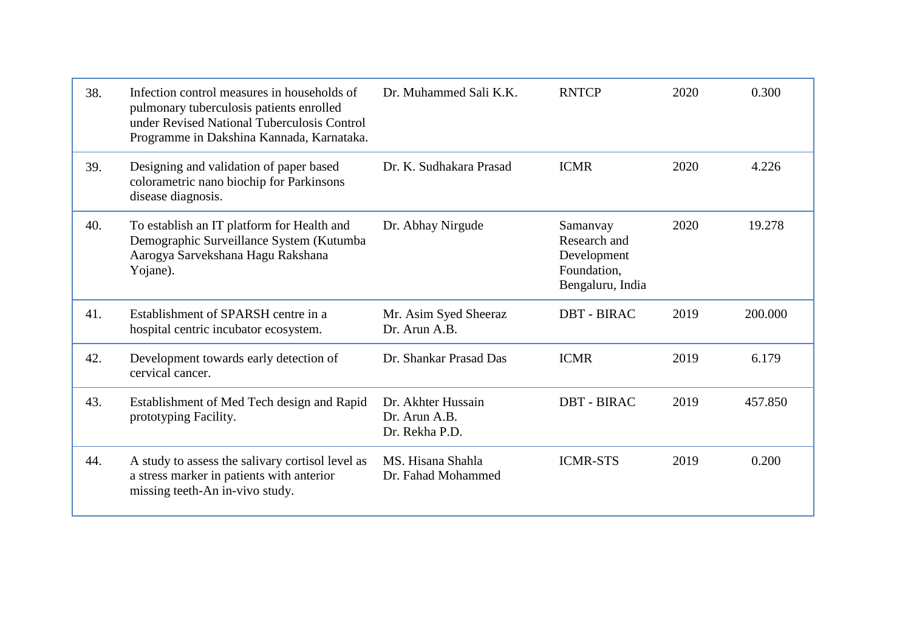| | | | | | |
|---|---|---|---|---|---|
| 38. | Infection control measures in households of pulmonary tuberculosis patients enrolled under Revised National Tuberculosis Control Programme in Dakshina Kannada, Karnataka. | Dr. Muhammed Sali K.K. | RNTCP | 2020 | 0.300 |
| 39. | Designing and validation of paper based colorametric nano biochip for Parkinsons disease diagnosis. | Dr. K. Sudhakara Prasad | ICMR | 2020 | 4.226 |
| 40. | To establish an IT platform for Health and Demographic Surveillance System (Kutumba Aarogya Sarvekshana Hagu Rakshana Yojane). | Dr. Abhay Nirgude | Samanvay Research and Development Foundation, Bengaluru, India | 2020 | 19.278 |
| 41. | Establishment of SPARSH centre in a hospital centric incubator ecosystem. | Mr. Asim Syed Sheeraz<br>Dr. Arun A.B. | DBT - BIRAC | 2019 | 200.000 |
| 42. | Development towards early detection of cervical cancer. | Dr. Shankar Prasad Das | ICMR | 2019 | 6.179 |
| 43. | Establishment of Med Tech design and Rapid prototyping Facility. | Dr. Akhter Hussain<br>Dr. Arun A.B.<br>Dr. Rekha P.D. | DBT - BIRAC | 2019 | 457.850 |
| 44. | A study to assess the salivary cortisol level as a stress marker in patients with anterior missing teeth-An in-vivo study. | MS. Hisana Shahla<br>Dr. Fahad Mohammed | ICMR-STS | 2019 | 0.200 |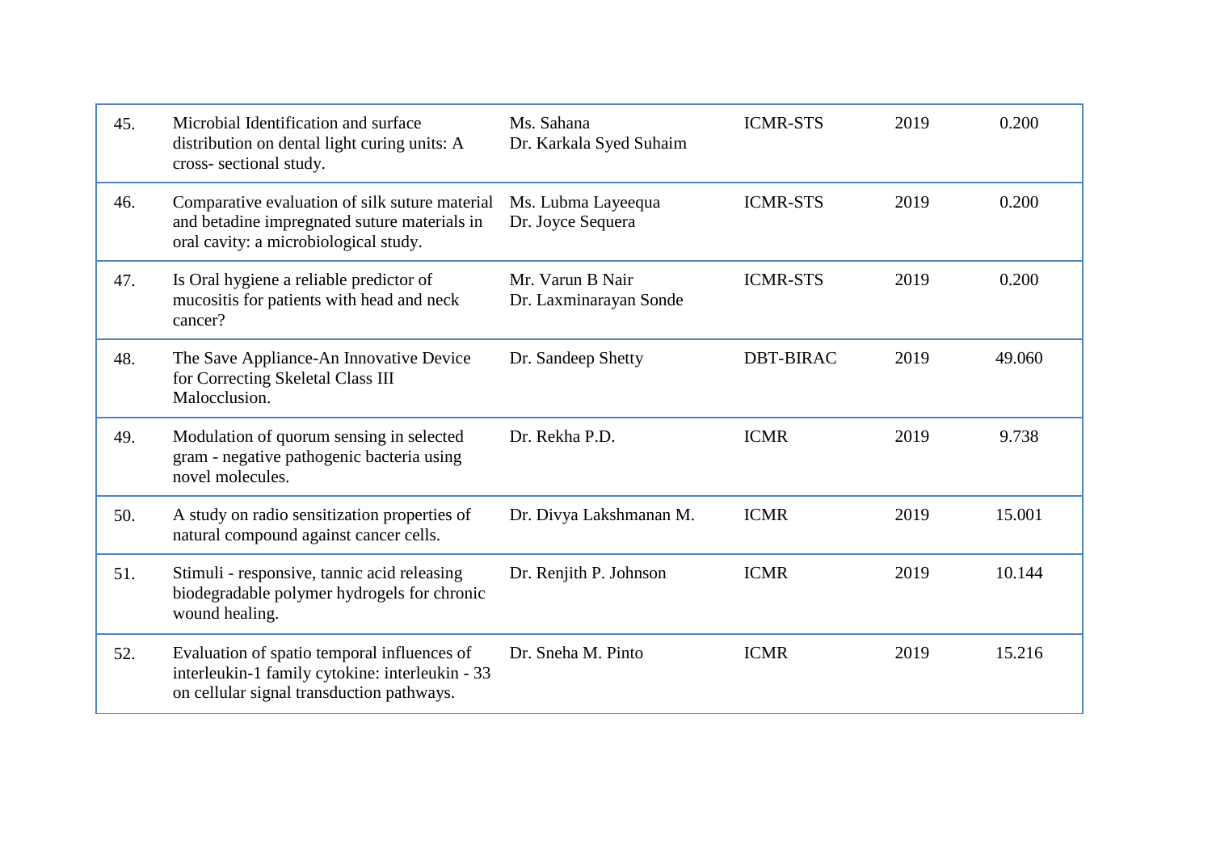| | | | | | |
|---|---|---|---|---|---|
| 45. | Microbial Identification and surface distribution on dental light curing units: A cross- sectional study. | Ms. Sahana<br>Dr. Karkala Syed Suhaim | ICMR-STS | 2019 | 0.200 |
| 46. | Comparative evaluation of silk suture material and betadine impregnated suture materials in oral cavity: a microbiological study. | Ms. Lubma Layeequa<br>Dr. Joyce Sequera | ICMR-STS | 2019 | 0.200 |
| 47. | Is Oral hygiene a reliable predictor of mucositis for patients with head and neck cancer? | Mr. Varun B Nair<br>Dr. Laxminarayan Sonde | ICMR-STS | 2019 | 0.200 |
| 48. | The Save Appliance-An Innovative Device for Correcting Skeletal Class III Malocclusion. | Dr. Sandeep Shetty | DBT-BIRAC | 2019 | 49.060 |
| 49. | Modulation of quorum sensing in selected gram - negative pathogenic bacteria using novel molecules. | Dr. Rekha P.D. | ICMR | 2019 | 9.738 |
| 50. | A study on radio sensitization properties of natural compound against cancer cells. | Dr. Divya Lakshmanan M. | ICMR | 2019 | 15.001 |
| 51. | Stimuli - responsive, tannic acid releasing biodegradable polymer hydrogels for chronic wound healing. | Dr. Renjith P. Johnson | ICMR | 2019 | 10.144 |
| 52. | Evaluation of spatio temporal influences of interleukin-1 family cytokine: interleukin - 33 on cellular signal transduction pathways. | Dr. Sneha M. Pinto | ICMR | 2019 | 15.216 |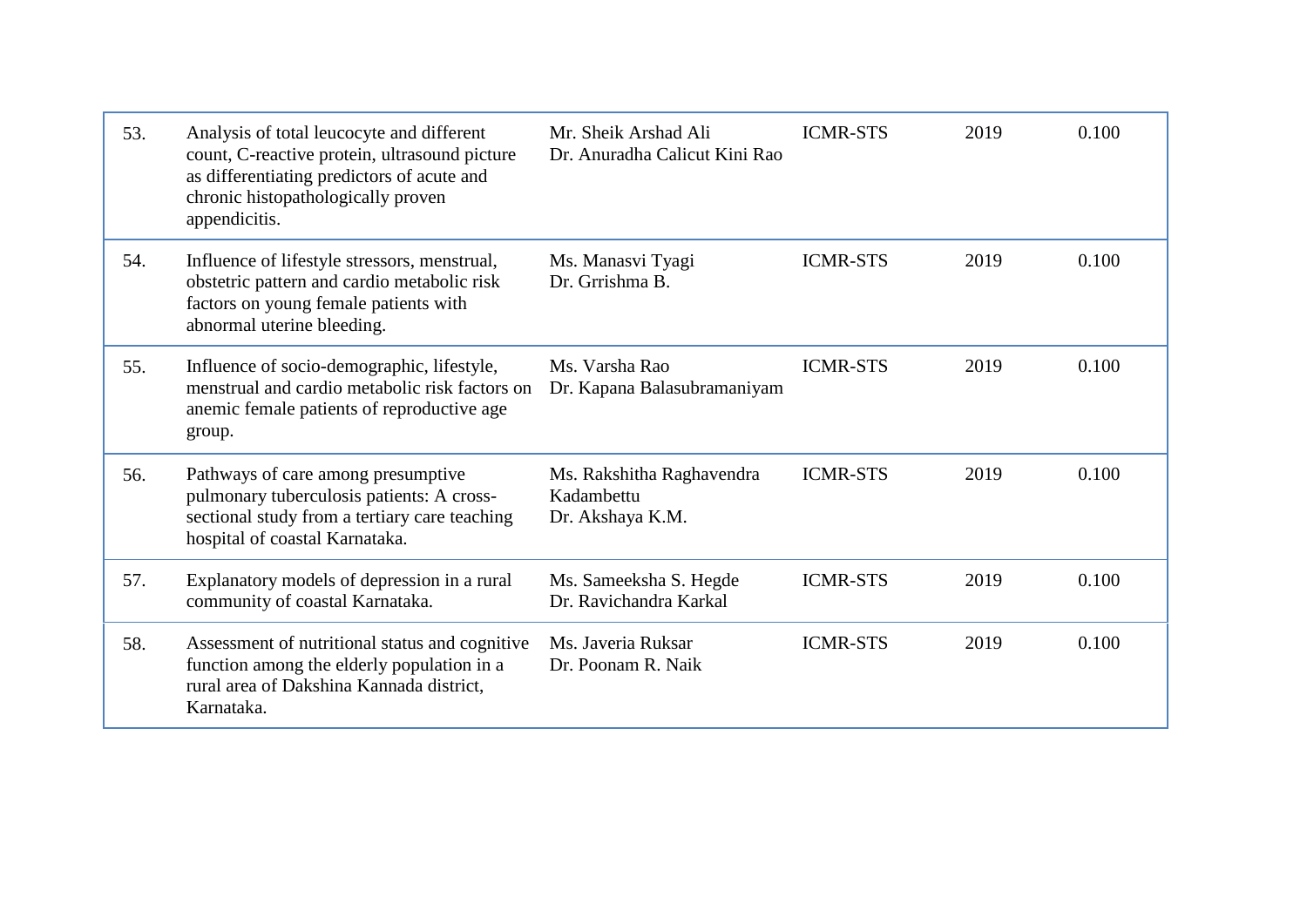| 53. | Analysis of total leucocyte and different count, C-reactive protein, ultrasound picture as differentiating predictors of acute and chronic histopathologically proven appendicitis. | Mr. Sheik Arshad Ali<br>Dr. Anuradha Calicut Kini Rao | ICMR-STS | 2019 | 0.100 |
|---|---|---|---|---|---|
| 54. | Influence of lifestyle stressors, menstrual, obstetric pattern and cardio metabolic risk factors on young female patients with abnormal uterine bleeding. | Ms. Manasvi Tyagi<br>Dr. Grrishma B. | ICMR-STS | 2019 | 0.100 |
| 55. | Influence of socio-demographic, lifestyle, menstrual and cardio metabolic risk factors on anemic female patients of reproductive age group. | Ms. Varsha Rao<br>Dr. Kapana Balasubramaniyam | ICMR-STS | 2019 | 0.100 |
| 56. | Pathways of care among presumptive pulmonary tuberculosis patients: A cross-sectional study from a tertiary care teaching hospital of coastal Karnataka. | Ms. Rakshitha Raghavendra Kadambettu<br>Dr. Akshaya K.M. | ICMR-STS | 2019 | 0.100 |
| 57. | Explanatory models of depression in a rural community of coastal Karnataka. | Ms. Sameeksha S. Hegde<br>Dr. Ravichandra Karkal | ICMR-STS | 2019 | 0.100 |
| 58. | Assessment of nutritional status and cognitive function among the elderly population in a rural area of Dakshina Kannada district, Karnataka. | Ms. Javeria Ruksar<br>Dr. Poonam R. Naik | ICMR-STS | 2019 | 0.100 |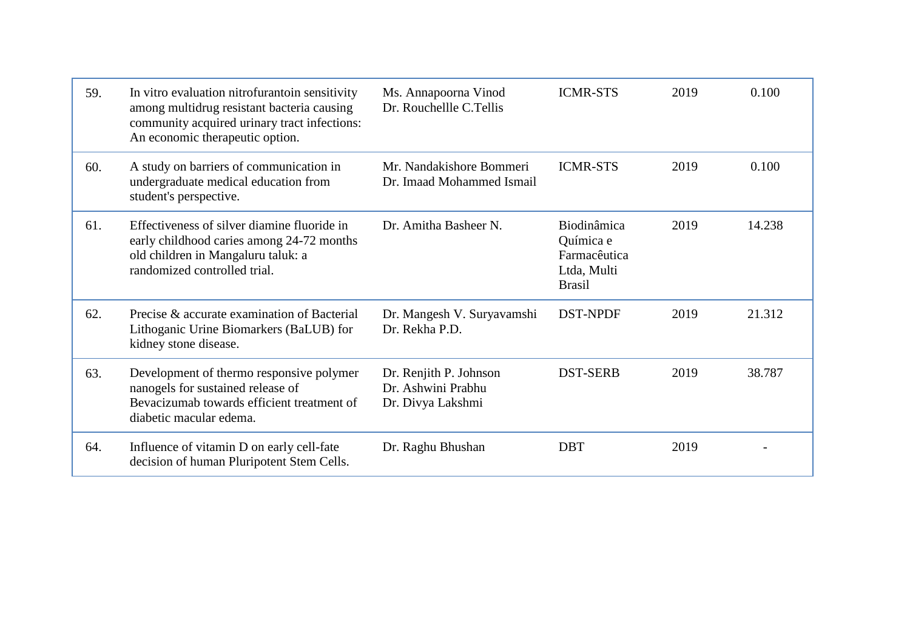| 59. | In vitro evaluation nitrofurantoin sensitivity among multidrug resistant bacteria causing community acquired urinary tract infections: An economic therapeutic option. | Ms. Annapoorna Vinod<br>Dr. Rouchellle C.Tellis | ICMR-STS | 2019 | 0.100 |
|---|---|---|---|---|---|
| 60. | A study on barriers of communication in undergraduate medical education from student's perspective. | Mr. Nandakishore Bommeri<br>Dr. Imaad Mohammed Ismail | ICMR-STS | 2019 | 0.100 |
| 61. | Effectiveness of silver diamine fluoride in early childhood caries among 24-72 months old children in Mangaluru taluk: a randomized controlled trial. | Dr. Amitha Basheer N. | Biodinâmica Química e Farmacêutica Ltda, Multi Brasil | 2019 | 14.238 |
| 62. | Precise & accurate examination of Bacterial Lithoganic Urine Biomarkers (BaLUB) for kidney stone disease. | Dr. Mangesh V. Suryavamshi<br>Dr. Rekha P.D. | DST-NPDF | 2019 | 21.312 |
| 63. | Development of thermo responsive polymer nanogels for sustained release of Bevacizumab towards efficient treatment of diabetic macular edema. | Dr. Renjith P. Johnson<br>Dr. Ashwini Prabhu<br>Dr. Divya Lakshmi | DST-SERB | 2019 | 38.787 |
| 64. | Influence of vitamin D on early cell-fate decision of human Pluripotent Stem Cells. | Dr. Raghu Bhushan | DBT | 2019 | - |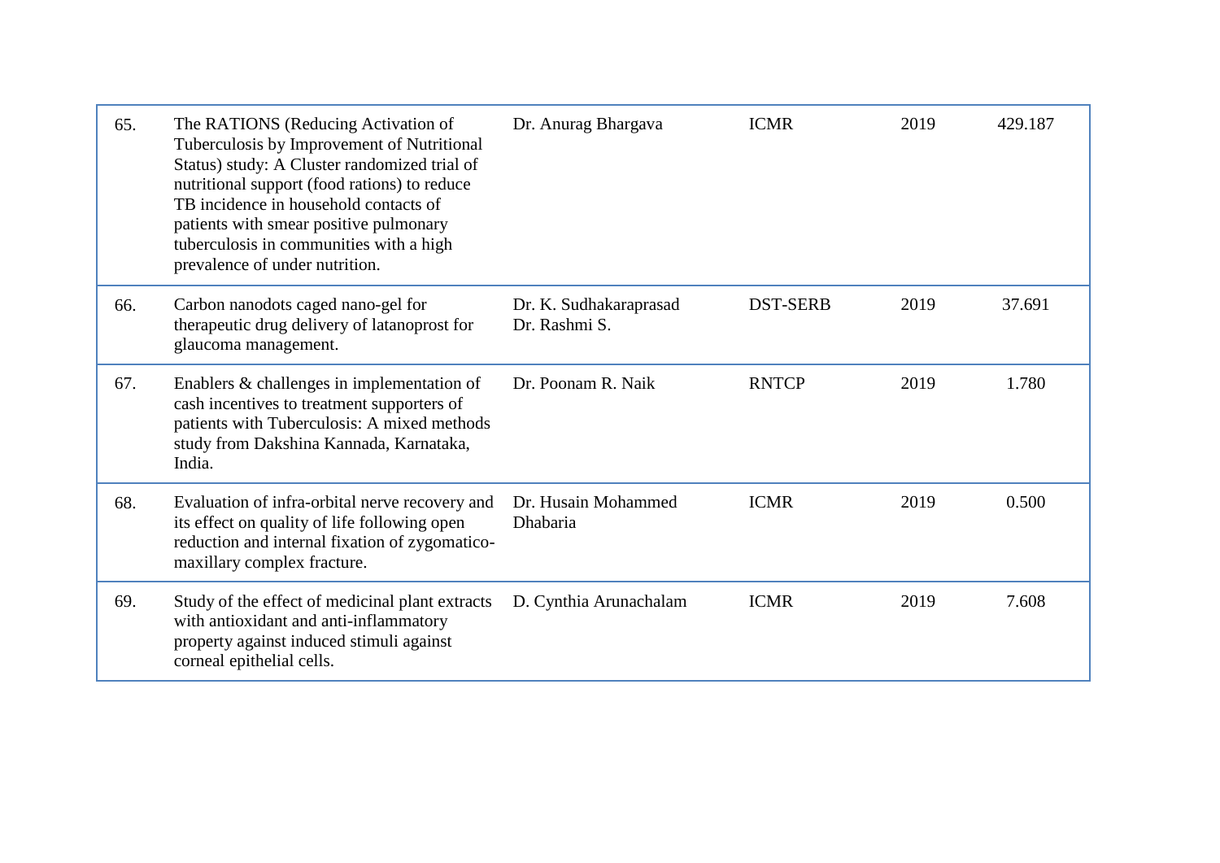| | | | | | |
|---|---|---|---|---|---|
| 65. | The RATIONS (Reducing Activation of Tuberculosis by Improvement of Nutritional Status) study: A Cluster randomized trial of nutritional support (food rations) to reduce TB incidence in household contacts of patients with smear positive pulmonary tuberculosis in communities with a high prevalence of under nutrition. | Dr. Anurag Bhargava | ICMR | 2019 | 429.187 |
| 66. | Carbon nanodots caged nano-gel for therapeutic drug delivery of latanoprost for glaucoma management. | Dr. K. Sudhakaraprasad<br>Dr. Rashmi S. | DST-SERB | 2019 | 37.691 |
| 67. | Enablers & challenges in implementation of cash incentives to treatment supporters of patients with Tuberculosis: A mixed methods study from Dakshina Kannada, Karnataka, India. | Dr. Poonam R. Naik | RNTCP | 2019 | 1.780 |
| 68. | Evaluation of infra-orbital nerve recovery and its effect on quality of life following open reduction and internal fixation of zygomatico-maxillary complex fracture. | Dr. Husain Mohammed Dhabaria | ICMR | 2019 | 0.500 |
| 69. | Study of the effect of medicinal plant extracts with antioxidant and anti-inflammatory property against induced stimuli against corneal epithelial cells. | D. Cynthia Arunachalam | ICMR | 2019 | 7.608 |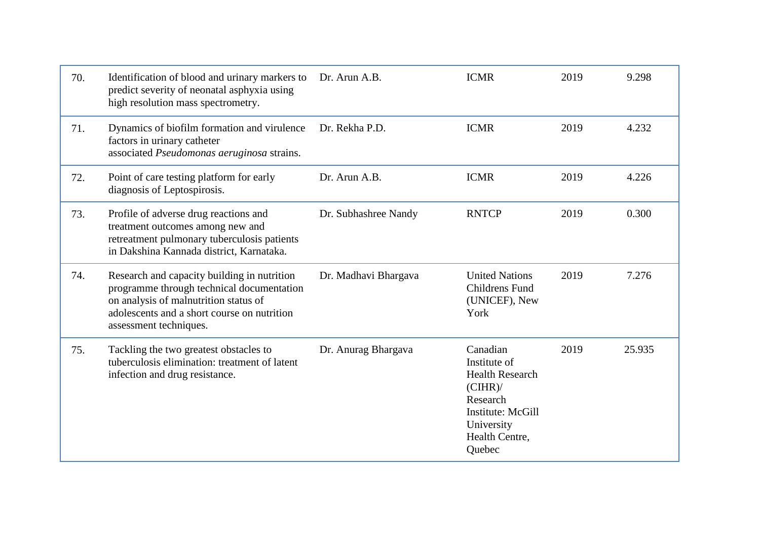| | | | | | |
|---|---|---|---|---|---|
| 70. | Identification of blood and urinary markers to predict severity of neonatal asphyxia using high resolution mass spectrometry. | Dr. Arun A.B. | ICMR | 2019 | 9.298 |
| 71. | Dynamics of biofilm formation and virulence factors in urinary catheter associated *Pseudomonas aeruginosa* strains. | Dr. Rekha P.D. | ICMR | 2019 | 4.232 |
| 72. | Point of care testing platform for early diagnosis of Leptospirosis. | Dr. Arun A.B. | ICMR | 2019 | 4.226 |
| 73. | Profile of adverse drug reactions and treatment outcomes among new and retreatment pulmonary tuberculosis patients in Dakshina Kannada district, Karnataka. | Dr. Subhashree Nandy | RNTCP | 2019 | 0.300 |
| 74. | Research and capacity building in nutrition programme through technical documentation on analysis of malnutrition status of adolescents and a short course on nutrition assessment techniques. | Dr. Madhavi Bhargava | United Nations Childrens Fund (UNICEF), New York | 2019 | 7.276 |
| 75. | Tackling the two greatest obstacles to tuberculosis elimination: treatment of latent infection and drug resistance. | Dr. Anurag Bhargava | Canadian Institute of Health Research (CIHR)/ Research Institute: McGill University Health Centre, Quebec | 2019 | 25.935 |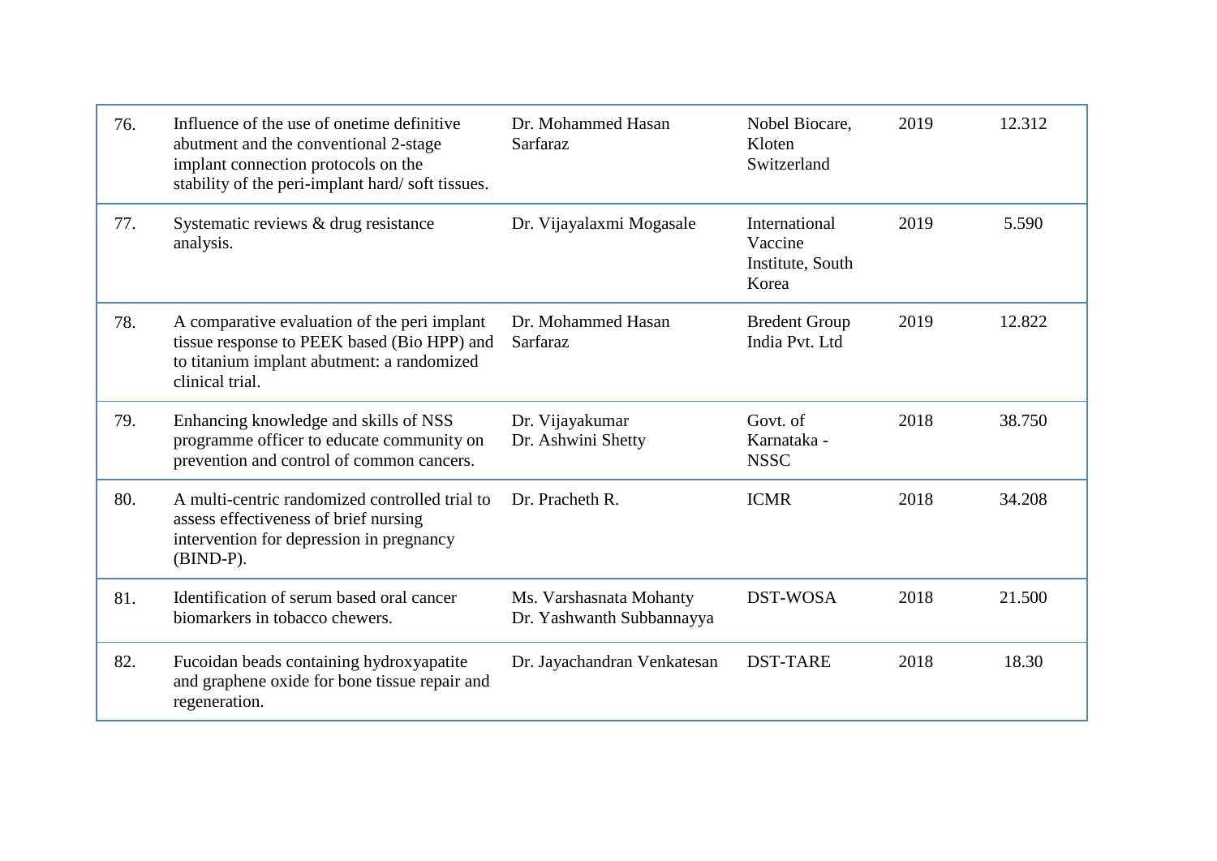| | | | | | |
|---|---|---|---|---|---|
| 76. | Influence of the use of onetime definitive abutment and the conventional 2-stage implant connection protocols on the stability of the peri-implant hard/ soft tissues. | Dr. Mohammed Hasan Sarfaraz | Nobel Biocare, Kloten Switzerland | 2019 | 12.312 |
| 77. | Systematic reviews & drug resistance analysis. | Dr. Vijayalaxmi Mogasale | International Vaccine Institute, South Korea | 2019 | 5.590 |
| 78. | A comparative evaluation of the peri implant tissue response to PEEK based (Bio HPP) and to titanium implant abutment: a randomized clinical trial. | Dr. Mohammed Hasan Sarfaraz | Bredent Group India Pvt. Ltd | 2019 | 12.822 |
| 79. | Enhancing knowledge and skills of NSS programme officer to educate community on prevention and control of common cancers. | Dr. Vijayakumar<br>Dr. Ashwini Shetty | Govt. of Karnataka - NSSC | 2018 | 38.750 |
| 80. | A multi-centric randomized controlled trial to assess effectiveness of brief nursing intervention for depression in pregnancy (BIND-P). | Dr. Pracheth R. | ICMR | 2018 | 34.208 |
| 81. | Identification of serum based oral cancer biomarkers in tobacco chewers. | Ms. Varshasnata Mohanty<br>Dr. Yashwanth Subbannayya | DST-WOSA | 2018 | 21.500 |
| 82. | Fucoidan beads containing hydroxyapatite and graphene oxide for bone tissue repair and regeneration. | Dr. Jayachandran Venkatesan | DST-TARE | 2018 | 18.30 |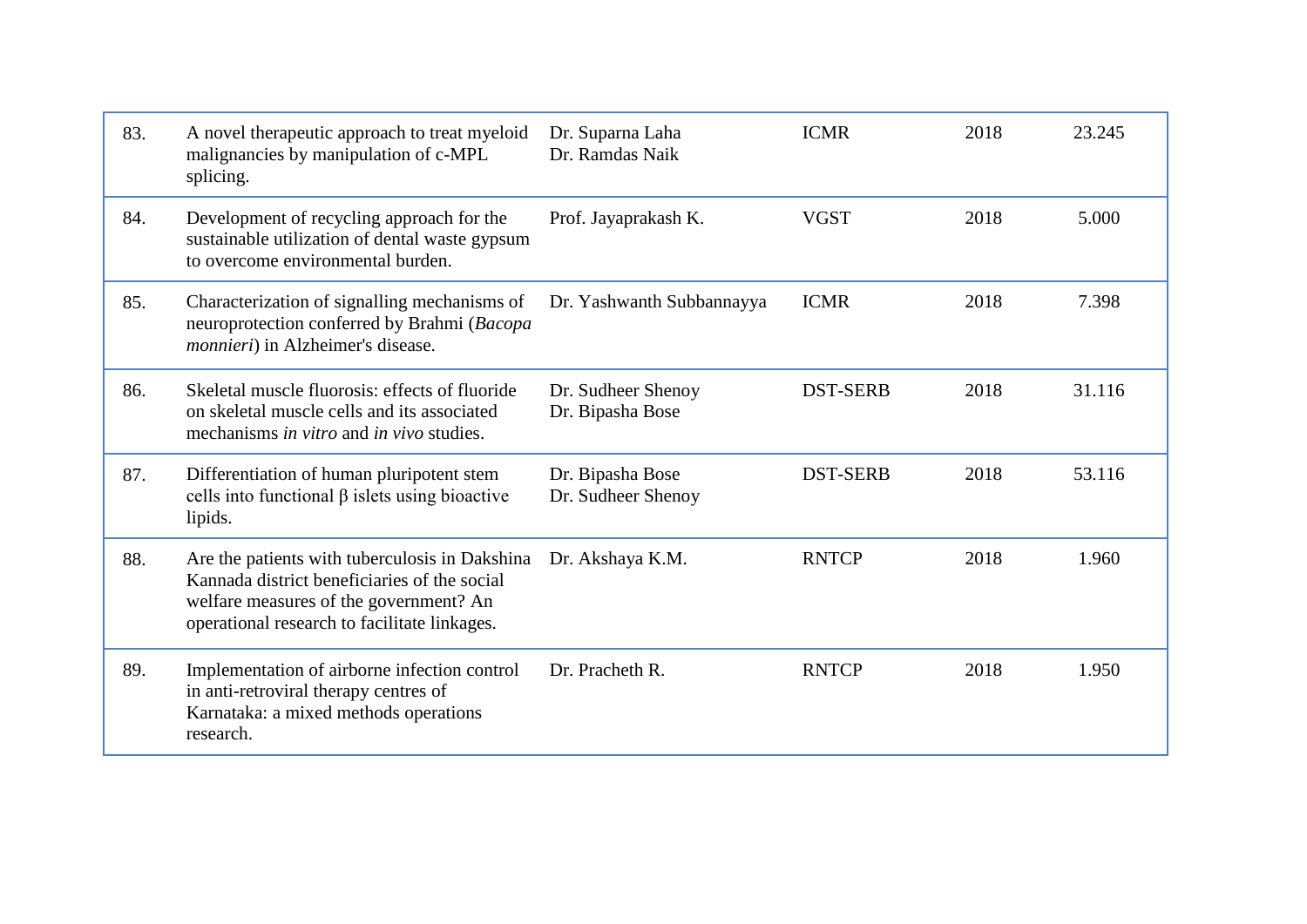| | | | | | |
|---|---|---|---|---|---|
| 83. | A novel therapeutic approach to treat myeloid malignancies by manipulation of c-MPL splicing. | Dr. Suparna Laha<br>Dr. Ramdas Naik | ICMR | 2018 | 23.245 |
| 84. | Development of recycling approach for the sustainable utilization of dental waste gypsum to overcome environmental burden. | Prof. Jayaprakash K. | VGST | 2018 | 5.000 |
| 85. | Characterization of signalling mechanisms of neuroprotection conferred by Brahmi (*Bacopa monnieri*) in Alzheimer's disease. | Dr. Yashwanth Subbannayya | ICMR | 2018 | 7.398 |
| 86. | Skeletal muscle fluorosis: effects of fluoride on skeletal muscle cells and its associated mechanisms *in vitro* and *in vivo* studies. | Dr. Sudheer Shenoy<br>Dr. Bipasha Bose | DST-SERB | 2018 | 31.116 |
| 87. | Differentiation of human pluripotent stem cells into functional β islets using bioactive lipids. | Dr. Bipasha Bose<br>Dr. Sudheer Shenoy | DST-SERB | 2018 | 53.116 |
| 88. | Are the patients with tuberculosis in Dakshina Kannada district beneficiaries of the social welfare measures of the government? An operational research to facilitate linkages. | Dr. Akshaya K.M. | RNTCP | 2018 | 1.960 |
| 89. | Implementation of airborne infection control in anti-retroviral therapy centres of Karnataka: a mixed methods operations research. | Dr. Pracheth R. | RNTCP | 2018 | 1.950 |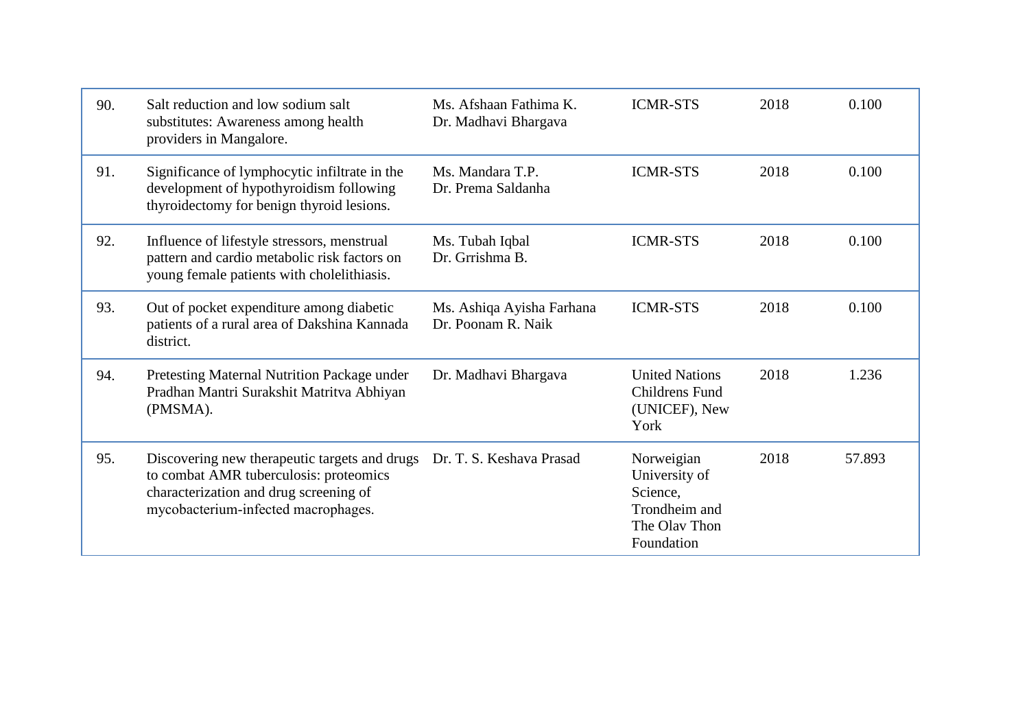| | | | | | |
|---|---|---|---|---|---|
| 90. | Salt reduction and low sodium salt substitutes: Awareness among health providers in Mangalore. | Ms. Afshaan Fathima K.<br>Dr. Madhavi Bhargava | ICMR-STS | 2018 | 0.100 |
| 91. | Significance of lymphocytic infiltrate in the development of hypothyroidism following thyroidectomy for benign thyroid lesions. | Ms. Mandara T.P.<br>Dr. Prema Saldanha | ICMR-STS | 2018 | 0.100 |
| 92. | Influence of lifestyle stressors, menstrual pattern and cardio metabolic risk factors on young female patients with cholelithiasis. | Ms. Tubah Iqbal<br>Dr. Grrishma B. | ICMR-STS | 2018 | 0.100 |
| 93. | Out of pocket expenditure among diabetic patients of a rural area of Dakshina Kannada district. | Ms. Ashiqa Ayisha Farhana<br>Dr. Poonam R. Naik | ICMR-STS | 2018 | 0.100 |
| 94. | Pretesting Maternal Nutrition Package under Pradhan Mantri Surakshit Matritva Abhiyan (PMSMA). | Dr. Madhavi Bhargava | United Nations Childrens Fund (UNICEF), New York | 2018 | 1.236 |
| 95. | Discovering new therapeutic targets and drugs to combat AMR tuberculosis: proteomics characterization and drug screening of mycobacterium-infected macrophages. | Dr. T. S. Keshava Prasad | Norweigian University of Science, Trondheim and The Olav Thon Foundation | 2018 | 57.893 |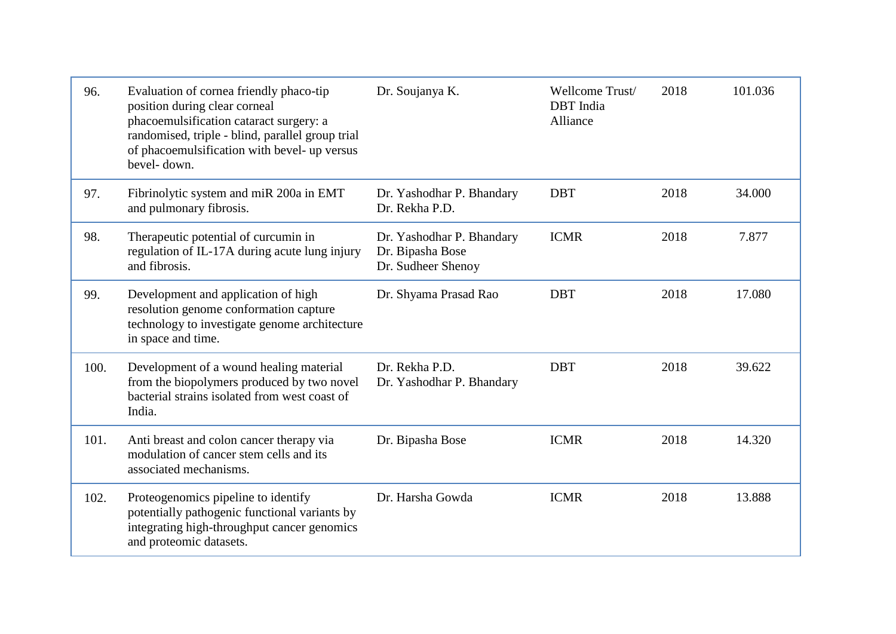| | | | | | |
|---|---|---|---|---|---|
| 96. | Evaluation of cornea friendly phaco-tip position during clear corneal phacoemulsification cataract surgery: a randomised, triple - blind, parallel group trial of phacoemulsification with bevel- up versus bevel- down. | Dr. Soujanya K. | Wellcome Trust/ DBT India Alliance | 2018 | 101.036 |
| 97. | Fibrinolytic system and miR 200a in EMT and pulmonary fibrosis. | Dr. Yashodhar P. Bhandary<br>Dr. Rekha P.D. | DBT | 2018 | 34.000 |
| 98. | Therapeutic potential of curcumin in regulation of IL-17A during acute lung injury and fibrosis. | Dr. Yashodhar P. Bhandary<br>Dr. Bipasha Bose<br>Dr. Sudheer Shenoy | ICMR | 2018 | 7.877 |
| 99. | Development and application of high resolution genome conformation capture technology to investigate genome architecture in space and time. | Dr. Shyama Prasad Rao | DBT | 2018 | 17.080 |
| 100. | Development of a wound healing material from the biopolymers produced by two novel bacterial strains isolated from west coast of India. | Dr. Rekha P.D.<br>Dr. Yashodhar P. Bhandary | DBT | 2018 | 39.622 |
| 101. | Anti breast and colon cancer therapy via modulation of cancer stem cells and its associated mechanisms. | Dr. Bipasha Bose | ICMR | 2018 | 14.320 |
| 102. | Proteogenomics pipeline to identify potentially pathogenic functional variants by integrating high-throughput cancer genomics and proteomic datasets. | Dr. Harsha Gowda | ICMR | 2018 | 13.888 |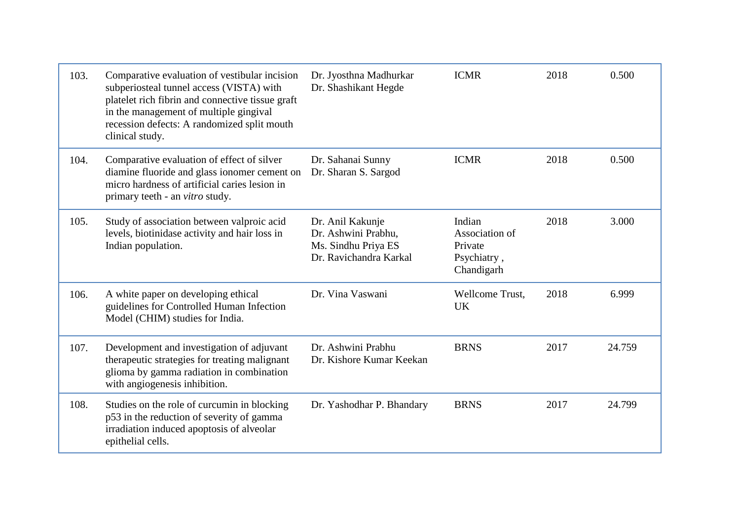| 103. | Comparative evaluation of vestibular incision subperiosteal tunnel access (VISTA) with platelet rich fibrin and connective tissue graft in the management of multiple gingival recession defects: A randomized split mouth clinical study. | Dr. Jyosthna Madhurkar<br>Dr. Shashikant Hegde | ICMR | 2018 | 0.500 |
|---|---|---|---|---|---|
| 104. | Comparative evaluation of effect of silver diamine fluoride and glass ionomer cement on micro hardness of artificial caries lesion in primary teeth - an *vitro* study. | Dr. Sahanai Sunny<br>Dr. Sharan S. Sargod | ICMR | 2018 | 0.500 |
| 105. | Study of association between valproic acid levels, biotinidase activity and hair loss in Indian population. | Dr. Anil Kakunje<br>Dr. Ashwini Prabhu,<br>Ms. Sindhu Priya ES<br>Dr. Ravichandra Karkal | Indian Association of Private Psychiatry , Chandigarh | 2018 | 3.000 |
| 106. | A white paper on developing ethical guidelines for Controlled Human Infection Model (CHIM) studies for India. | Dr. Vina Vaswani | Wellcome Trust, UK | 2018 | 6.999 |
| 107. | Development and investigation of adjuvant therapeutic strategies for treating malignant glioma by gamma radiation in combination with angiogenesis inhibition. | Dr. Ashwini Prabhu<br>Dr. Kishore Kumar Keekan | BRNS | 2017 | 24.759 |
| 108. | Studies on the role of curcumin in blocking p53 in the reduction of severity of gamma irradiation induced apoptosis of alveolar epithelial cells. | Dr. Yashodhar P. Bhandary | BRNS | 2017 | 24.799 |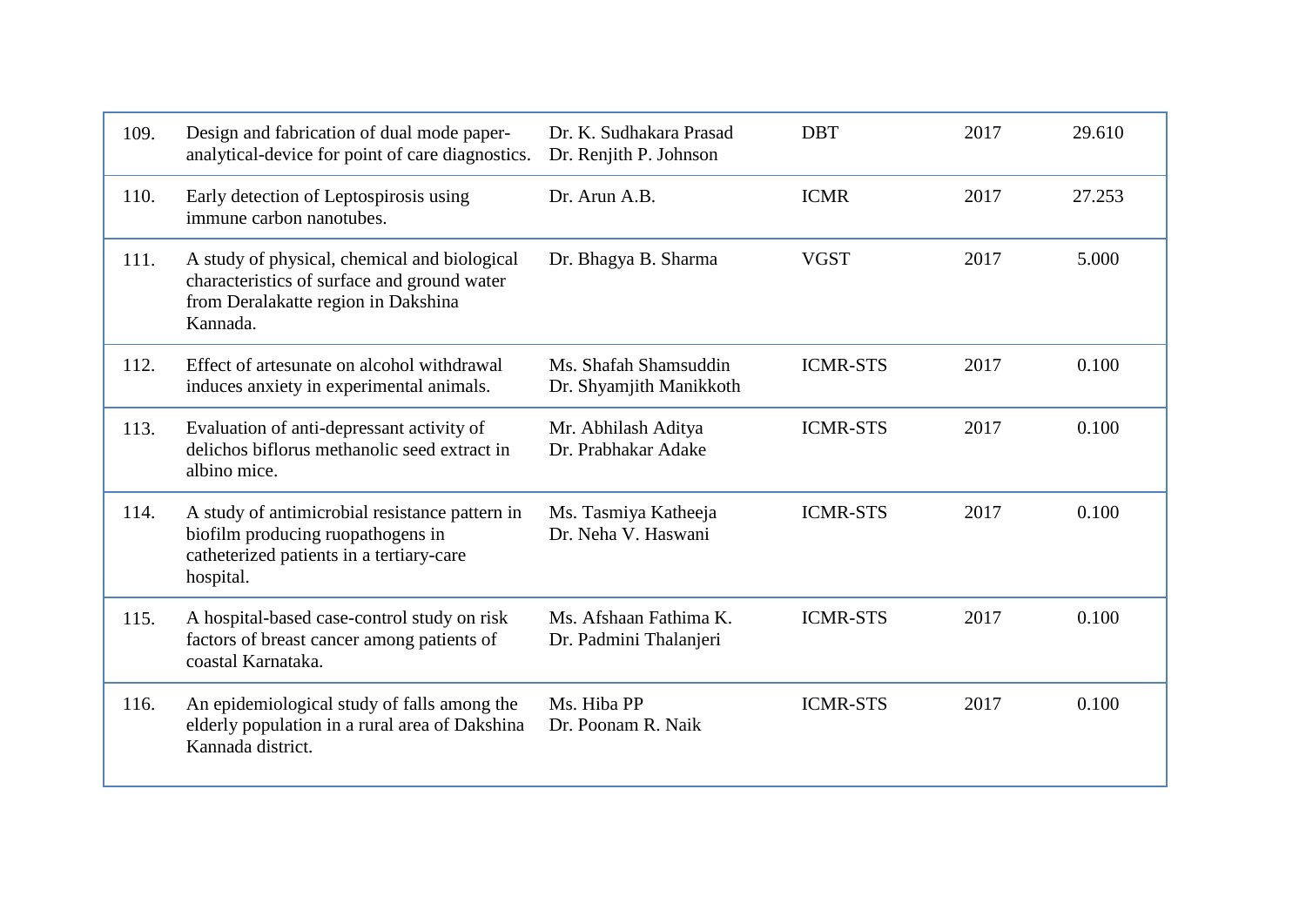| 109. | Design and fabrication of dual mode paper-analytical-device for point of care diagnostics. | Dr. K. Sudhakara Prasad<br>Dr. Renjith P. Johnson | DBT | 2017 | 29.610 |
|---|---|---|---|---|---|
| 110. | Early detection of Leptospirosis using immune carbon nanotubes. | Dr. Arun A.B. | ICMR | 2017 | 27.253 |
| 111. | A study of physical, chemical and biological characteristics of surface and ground water from Deralakatte region in Dakshina Kannada. | Dr. Bhagya B. Sharma | VGST | 2017 | 5.000 |
| 112. | Effect of artesunate on alcohol withdrawal induces anxiety in experimental animals. | Ms. Shafah Shamsuddin<br>Dr. Shyamjith Manikkoth | ICMR-STS | 2017 | 0.100 |
| 113. | Evaluation of anti-depressant activity of delichos biflorus methanolic seed extract in albino mice. | Mr. Abhilash Aditya<br>Dr. Prabhakar Adake | ICMR-STS | 2017 | 0.100 |
| 114. | A study of antimicrobial resistance pattern in biofilm producing ruopathogens in catheterized patients in a tertiary-care hospital. | Ms. Tasmiya Katheeja<br>Dr. Neha V. Haswani | ICMR-STS | 2017 | 0.100 |
| 115. | A hospital-based case-control study on risk factors of breast cancer among patients of coastal Karnataka. | Ms. Afshaan Fathima K.<br>Dr. Padmini Thalanjeri | ICMR-STS | 2017 | 0.100 |
| 116. | An epidemiological study of falls among the elderly population in a rural area of Dakshina Kannada district. | Ms. Hiba PP<br>Dr. Poonam R. Naik | ICMR-STS | 2017 | 0.100 |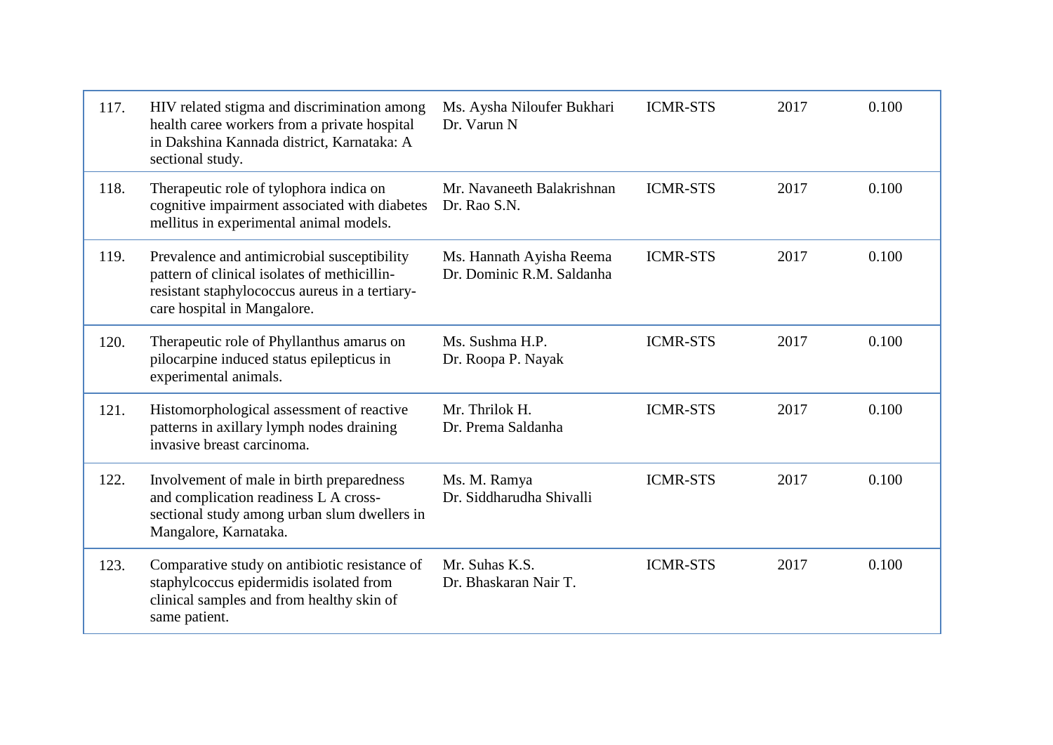| | | | | | |
|---|---|---|---|---|---|
| 117. | HIV related stigma and discrimination among health caree workers from a private hospital in Dakshina Kannada district, Karnataka: A sectional study. | Ms. Aysha Niloufer Bukhari<br>Dr. Varun N | ICMR-STS | 2017 | 0.100 |
| 118. | Therapeutic role of tylophora indica on cognitive impairment associated with diabetes mellitus in experimental animal models. | Mr. Navaneeth Balakrishnan<br>Dr. Rao S.N. | ICMR-STS | 2017 | 0.100 |
| 119. | Prevalence and antimicrobial susceptibility pattern of clinical isolates of methicillin-resistant staphylococcus aureus in a tertiary-care hospital in Mangalore. | Ms. Hannath Ayisha Reema<br>Dr. Dominic R.M. Saldanha | ICMR-STS | 2017 | 0.100 |
| 120. | Therapeutic role of Phyllanthus amarus on pilocarpine induced status epilepticus in experimental animals. | Ms. Sushma H.P.<br>Dr. Roopa P. Nayak | ICMR-STS | 2017 | 0.100 |
| 121. | Histomorphological assessment of reactive patterns in axillary lymph nodes draining invasive breast carcinoma. | Mr. Thrilok H.<br>Dr. Prema Saldanha | ICMR-STS | 2017 | 0.100 |
| 122. | Involvement of male in birth preparedness and complication readiness L A cross-sectional study among urban slum dwellers in Mangalore, Karnataka. | Ms. M. Ramya<br>Dr. Siddharudha Shivalli | ICMR-STS | 2017 | 0.100 |
| 123. | Comparative study on antibiotic resistance of staphylcoccus epidermidis isolated from clinical samples and from healthy skin of same patient. | Mr. Suhas K.S.<br>Dr. Bhaskaran Nair T. | ICMR-STS | 2017 | 0.100 |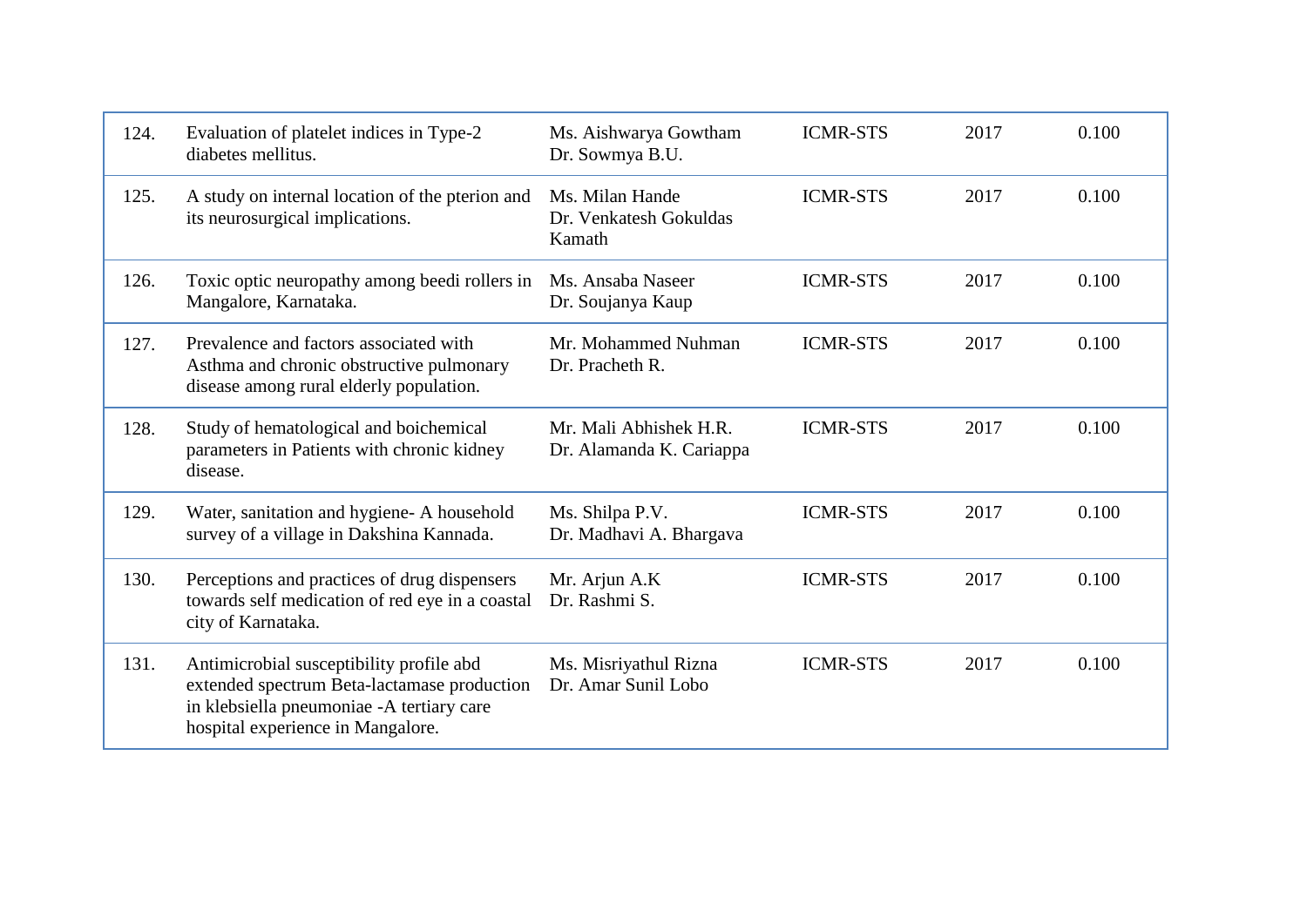| | | | | | |
|---|---|---|---|---|---|
| 124. | Evaluation of platelet indices in Type-2 diabetes mellitus. | Ms. Aishwarya Gowtham<br>Dr. Sowmya B.U. | ICMR-STS | 2017 | 0.100 |
| 125. | A study on internal location of the pterion and its neurosurgical implications. | Ms. Milan Hande<br>Dr. Venkatesh Gokuldas Kamath | ICMR-STS | 2017 | 0.100 |
| 126. | Toxic optic neuropathy among beedi rollers in Mangalore, Karnataka. | Ms. Ansaba Naseer<br>Dr. Soujanya Kaup | ICMR-STS | 2017 | 0.100 |
| 127. | Prevalence and factors associated with Asthma and chronic obstructive pulmonary disease among rural elderly population. | Mr. Mohammed Nuhman<br>Dr. Pracheth R. | ICMR-STS | 2017 | 0.100 |
| 128. | Study of hematological and boichemical parameters in Patients with chronic kidney disease. | Mr. Mali Abhishek H.R.<br>Dr. Alamanda K. Cariappa | ICMR-STS | 2017 | 0.100 |
| 129. | Water, sanitation and hygiene- A household survey of a village in Dakshina Kannada. | Ms. Shilpa P.V.<br>Dr. Madhavi A. Bhargava | ICMR-STS | 2017 | 0.100 |
| 130. | Perceptions and practices of drug dispensers towards self medication of red eye in a coastal city of Karnataka. | Mr. Arjun A.K<br>Dr. Rashmi S. | ICMR-STS | 2017 | 0.100 |
| 131. | Antimicrobial susceptibility profile abd extended spectrum Beta-lactamase production in klebsiella pneumoniae -A tertiary care hospital experience in Mangalore. | Ms. Misriyathul Rizna<br>Dr. Amar Sunil Lobo | ICMR-STS | 2017 | 0.100 |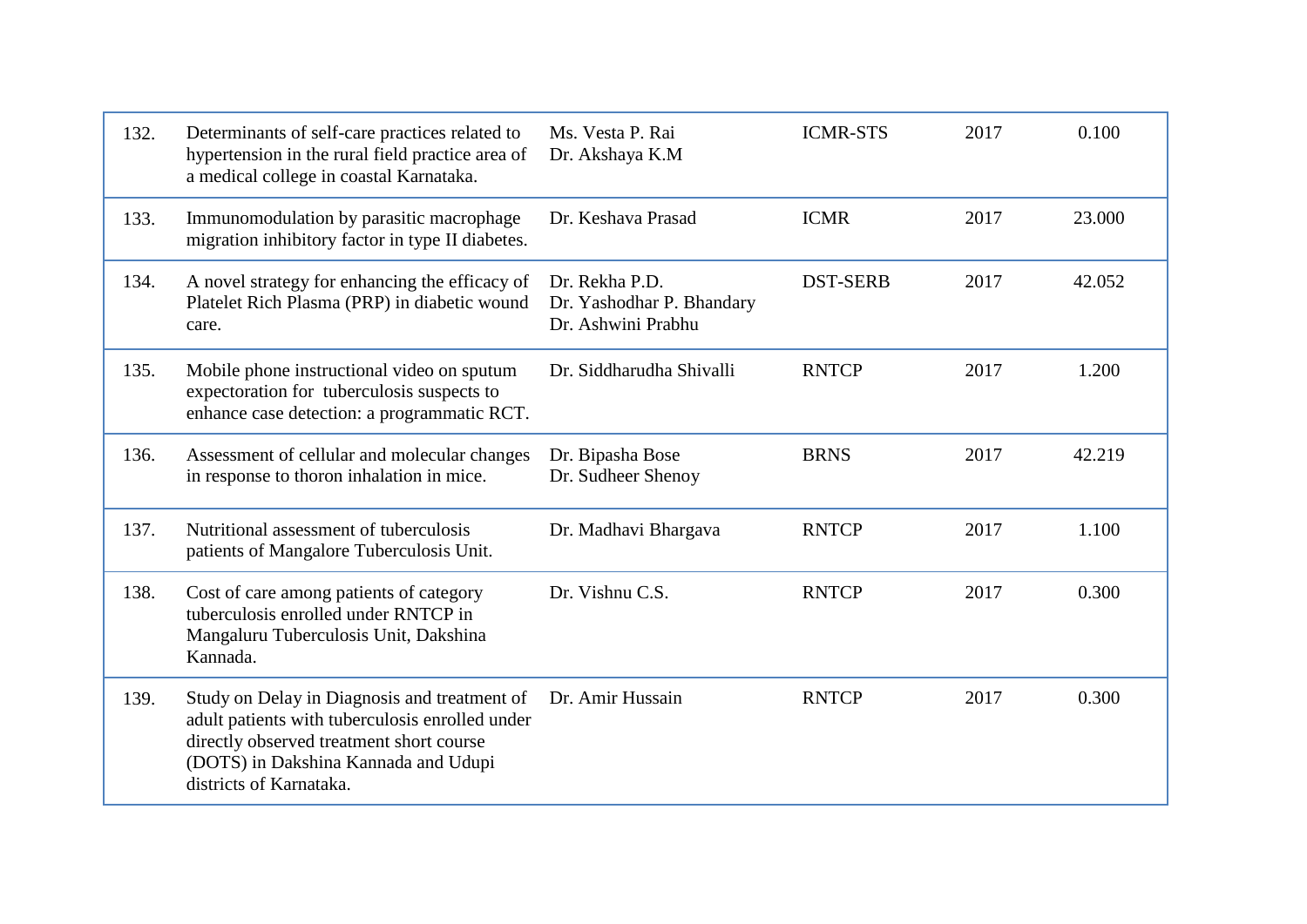| | | | | | |
|---|---|---|---|---|---|
| 132. | Determinants of self-care practices related to hypertension in the rural field practice area of a medical college in coastal Karnataka. | Ms. Vesta P. Rai<br>Dr. Akshaya K.M | ICMR-STS | 2017 | 0.100 |
| 133. | Immunomodulation by parasitic macrophage migration inhibitory factor in type II diabetes. | Dr. Keshava Prasad | ICMR | 2017 | 23.000 |
| 134. | A novel strategy for enhancing the efficacy of Platelet Rich Plasma (PRP) in diabetic wound care. | Dr. Rekha P.D.<br>Dr. Yashodhar P. Bhandary<br>Dr. Ashwini Prabhu | DST-SERB | 2017 | 42.052 |
| 135. | Mobile phone instructional video on sputum expectoration for tuberculosis suspects to enhance case detection: a programmatic RCT. | Dr. Siddharudha Shivalli | RNTCP | 2017 | 1.200 |
| 136. | Assessment of cellular and molecular changes in response to thoron inhalation in mice. | Dr. Bipasha Bose<br>Dr. Sudheer Shenoy | BRNS | 2017 | 42.219 |
| 137. | Nutritional assessment of tuberculosis patients of Mangalore Tuberculosis Unit. | Dr. Madhavi Bhargava | RNTCP | 2017 | 1.100 |
| 138. | Cost of care among patients of category tuberculosis enrolled under RNTCP in Mangaluru Tuberculosis Unit, Dakshina Kannada. | Dr. Vishnu C.S. | RNTCP | 2017 | 0.300 |
| 139. | Study on Delay in Diagnosis and treatment of adult patients with tuberculosis enrolled under directly observed treatment short course (DOTS) in Dakshina Kannada and Udupi districts of Karnataka. | Dr. Amir Hussain | RNTCP | 2017 | 0.300 |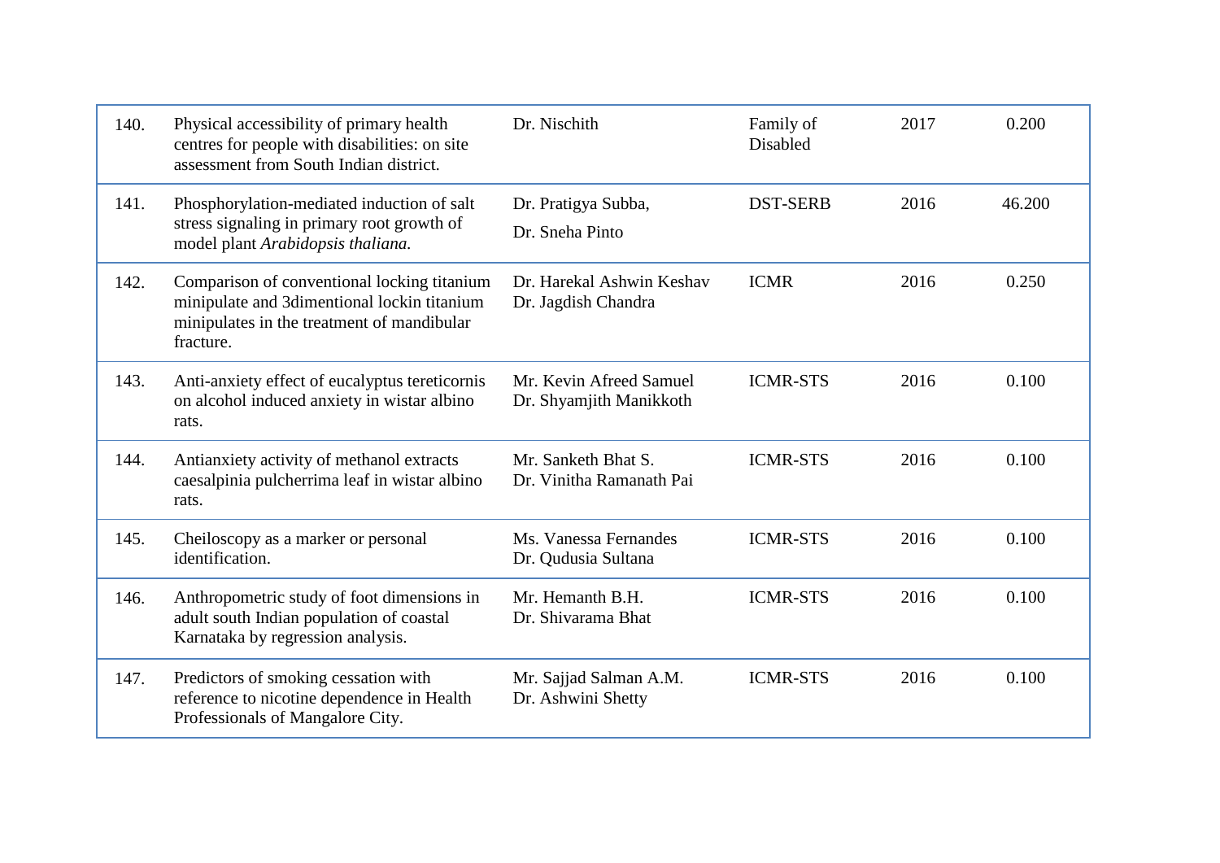| | | | | | |
|---|---|---|---|---|---|
| 140. | Physical accessibility of primary health centres for people with disabilities: on site assessment from South Indian district. | Dr. Nischith | Family of Disabled | 2017 | 0.200 |
| 141. | Phosphorylation-mediated induction of salt stress signaling in primary root growth of model plant *Arabidopsis thaliana.* | Dr. Pratigya Subba,<br>Dr. Sneha Pinto | DST-SERB | 2016 | 46.200 |
| 142. | Comparison of conventional locking titanium minipulate and 3dimentional lockin titanium minipulates in the treatment of mandibular fracture. | Dr. Harekal Ashwin Keshav<br>Dr. Jagdish Chandra | ICMR | 2016 | 0.250 |
| 143. | Anti-anxiety effect of eucalyptus tereticornis on alcohol induced anxiety in wistar albino rats. | Mr. Kevin Afreed Samuel<br>Dr. Shyamjith Manikkoth | ICMR-STS | 2016 | 0.100 |
| 144. | Antianxiety activity of methanol extracts caesalpinia pulcherrima leaf in wistar albino rats. | Mr. Sanketh Bhat S.<br>Dr. Vinitha Ramanath Pai | ICMR-STS | 2016 | 0.100 |
| 145. | Cheiloscopy as a marker or personal identification. | Ms. Vanessa Fernandes<br>Dr. Qudusia Sultana | ICMR-STS | 2016 | 0.100 |
| 146. | Anthropometric study of foot dimensions in adult south Indian population of coastal Karnataka by regression analysis. | Mr. Hemanth B.H.<br>Dr. Shivarama Bhat | ICMR-STS | 2016 | 0.100 |
| 147. | Predictors of smoking cessation with reference to nicotine dependence in Health Professionals of Mangalore City. | Mr. Sajjad Salman A.M.<br>Dr. Ashwini Shetty | ICMR-STS | 2016 | 0.100 |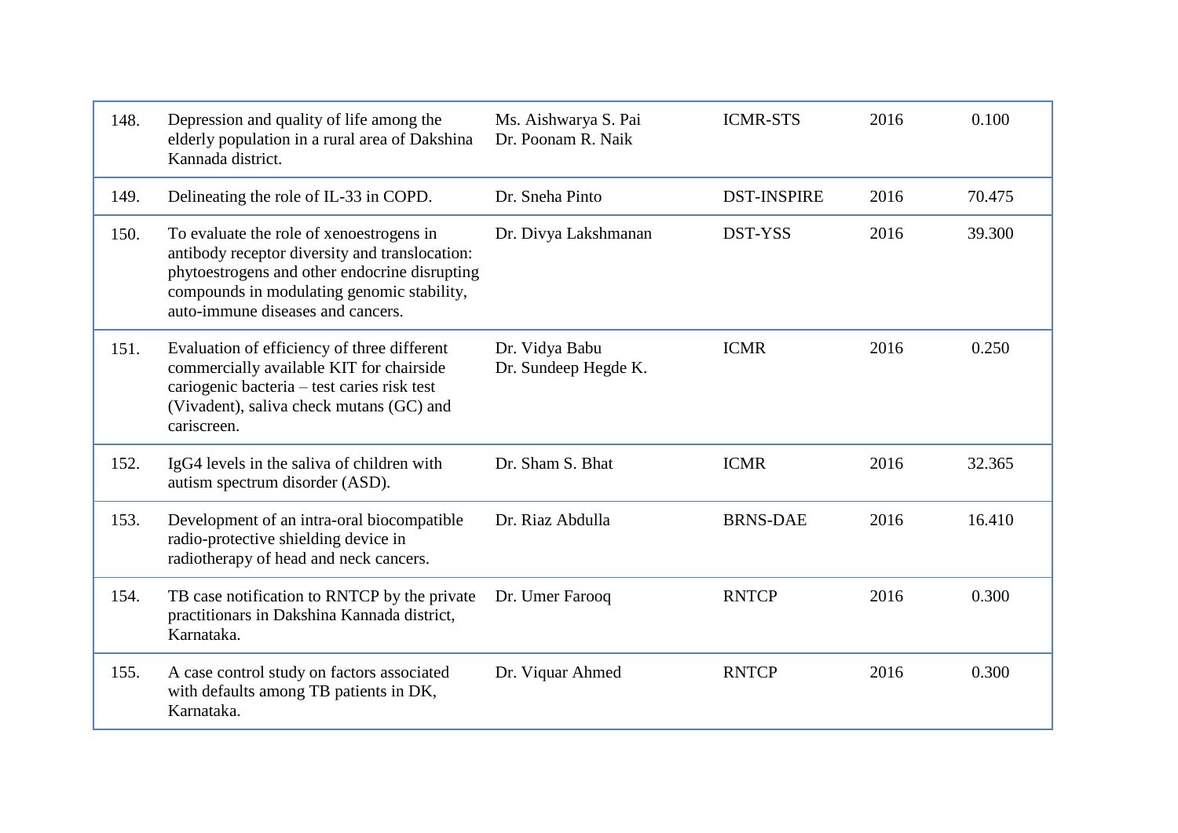| | | | | | |
|---|---|---|---|---|---|
| 148. | Depression and quality of life among the elderly population in a rural area of Dakshina Kannada district. | Ms. Aishwarya S. Pai<br>Dr. Poonam R. Naik | ICMR-STS | 2016 | 0.100 |
| 149. | Delineating the role of IL-33 in COPD. | Dr. Sneha Pinto | DST-INSPIRE | 2016 | 70.475 |
| 150. | To evaluate the role of xenoestrogens in antibody receptor diversity and translocation: phytoestrogens and other endocrine disrupting compounds in modulating genomic stability, auto-immune diseases and cancers. | Dr. Divya Lakshmanan | DST-YSS | 2016 | 39.300 |
| 151. | Evaluation of efficiency of three different commercially available KIT for chairside cariogenic bacteria – test caries risk test (Vivadent), saliva check mutans (GC) and cariscreen. | Dr. Vidya Babu<br>Dr. Sundeep Hegde K. | ICMR | 2016 | 0.250 |
| 152. | IgG4 levels in the saliva of children with autism spectrum disorder (ASD). | Dr. Sham S. Bhat | ICMR | 2016 | 32.365 |
| 153. | Development of an intra-oral biocompatible radio-protective shielding device in radiotherapy of head and neck cancers. | Dr. Riaz Abdulla | BRNS-DAE | 2016 | 16.410 |
| 154. | TB case notification to RNTCP by the private practitionars in Dakshina Kannada district, Karnataka. | Dr. Umer Farooq | RNTCP | 2016 | 0.300 |
| 155. | A case control study on factors associated with defaults among TB patients in DK, Karnataka. | Dr. Viquar Ahmed | RNTCP | 2016 | 0.300 |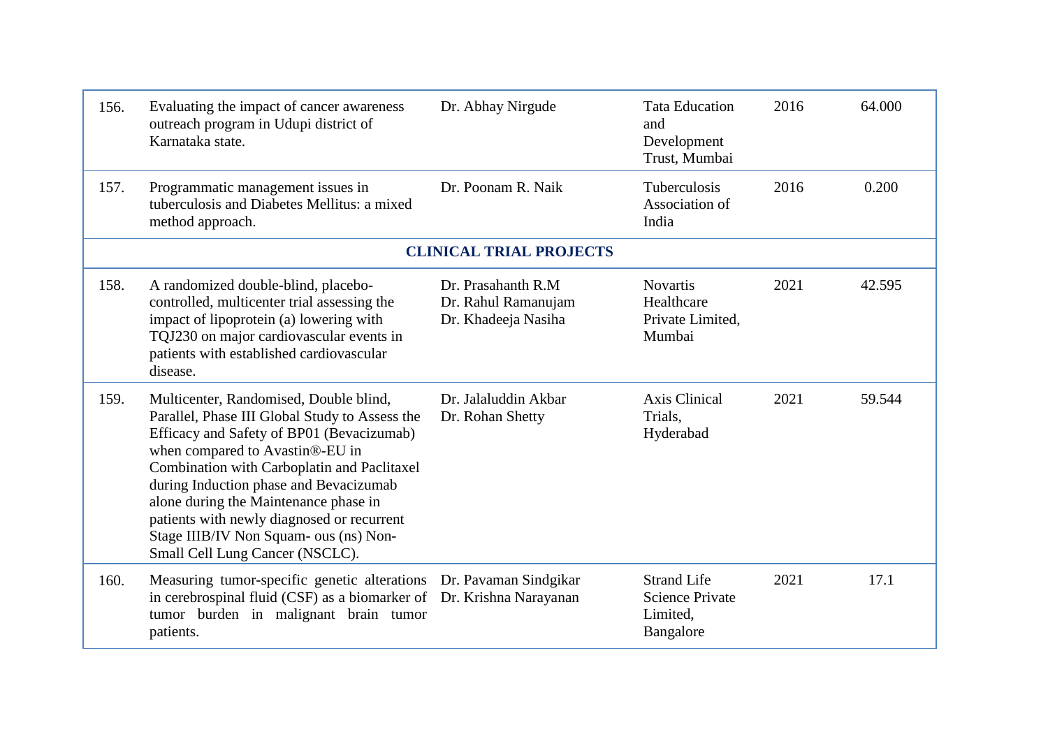| | | | | | |
|---|---|---|---|---|---|
| 156. | Evaluating the impact of cancer awareness outreach program in Udupi district of Karnataka state. | Dr. Abhay Nirgude | Tata Education and Development Trust, Mumbai | 2016 | 64.000 |
| 157. | Programmatic management issues in tuberculosis and Diabetes Mellitus: a mixed method approach. | Dr. Poonam R. Naik | Tuberculosis Association of India | 2016 | 0.200 |
| | **CLINICAL TRIAL PROJECTS** | | | | |
| 158. | A randomized double-blind, placebo-controlled, multicenter trial assessing the impact of lipoprotein (a) lowering with TQJ230 on major cardiovascular events in patients with established cardiovascular disease. | Dr. Prasahanth R.M<br>Dr. Rahul Ramanujam<br>Dr. Khadeeja Nasiha | Novartis Healthcare Private Limited, Mumbai | 2021 | 42.595 |
| 159. | Multicenter, Randomised, Double blind, Parallel, Phase III Global Study to Assess the Efficacy and Safety of BP01 (Bevacizumab) when compared to Avastin®-EU in Combination with Carboplatin and Paclitaxel during Induction phase and Bevacizumab alone during the Maintenance phase in patients with newly diagnosed or recurrent Stage IIIB/IV Non Squam- ous (ns) Non-Small Cell Lung Cancer (NSCLC). | Dr. Jalaluddin Akbar<br>Dr. Rohan Shetty | Axis Clinical Trials, Hyderabad | 2021 | 59.544 |
| 160. | Measuring tumor-specific genetic alterations in cerebrospinal fluid (CSF) as a biomarker of tumor burden in malignant brain tumor patients. | Dr. Pavaman Sindgikar<br>Dr. Krishna Narayanan | Strand Life Science Private Limited, Bangalore | 2021 | 17.1 |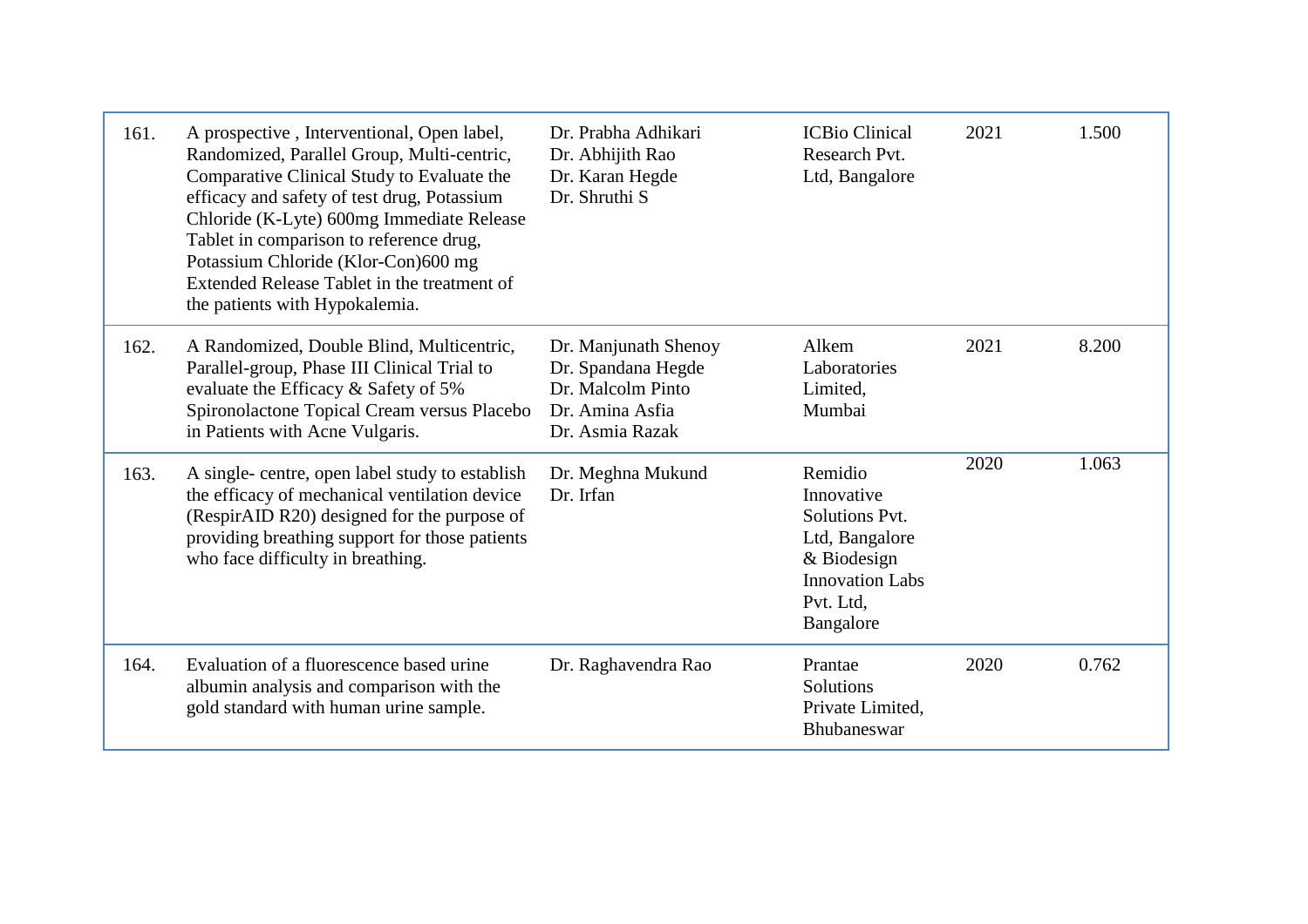| | | | | | |
|---|---|---|---|---|---|
| 161. | A prospective , Interventional, Open label, Randomized, Parallel Group, Multi-centric, Comparative Clinical Study to Evaluate the efficacy and safety of test drug, Potassium Chloride (K-Lyte) 600mg Immediate Release Tablet in comparison to reference drug, Potassium Chloride (Klor-Con)600 mg Extended Release Tablet in the treatment of the patients with Hypokalemia. | Dr. Prabha Adhikari<br>Dr. Abhijith Rao<br>Dr. Karan Hegde<br>Dr. Shruthi S | ICBio Clinical Research Pvt. Ltd, Bangalore | 2021 | 1.500 |
| 162. | A Randomized, Double Blind, Multicentric, Parallel-group, Phase III Clinical Trial to evaluate the Efficacy & Safety of 5% Spironolactone Topical Cream versus Placebo in Patients with Acne Vulgaris. | Dr. Manjunath Shenoy<br>Dr. Spandana Hegde<br>Dr. Malcolm Pinto<br>Dr. Amina Asfia<br>Dr. Asmia Razak | Alkem Laboratories Limited, Mumbai | 2021 | 8.200 |
| 163. | A single- centre, open label study to establish the efficacy of mechanical ventilation device (RespirAID R20) designed for the purpose of providing breathing support for those patients who face difficulty in breathing. | Dr. Meghna Mukund<br>Dr. Irfan | Remidio Innovative Solutions Pvt. Ltd, Bangalore & Biodesign Innovation Labs Pvt. Ltd, Bangalore | 2020 | 1.063 |
| 164. | Evaluation of a fluorescence based urine albumin analysis and comparison with the gold standard with human urine sample. | Dr. Raghavendra Rao | Prantae Solutions Private Limited, Bhubaneswar | 2020 | 0.762 |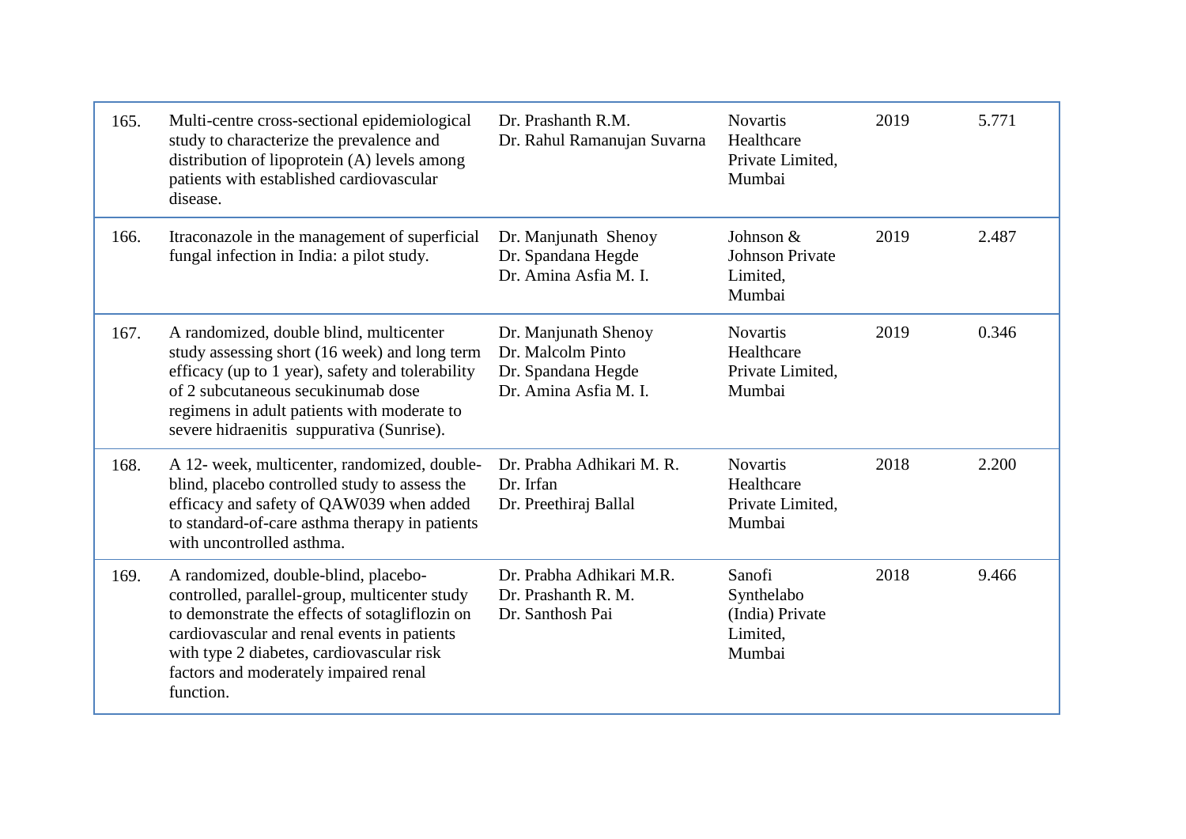| | | | | | |
|---|---|---|---|---|---|
| 165. | Multi-centre cross-sectional epidemiological study to characterize the prevalence and distribution of lipoprotein (A) levels among patients with established cardiovascular disease. | Dr. Prashanth R.M.<br>Dr. Rahul Ramanujan Suvarna | Novartis Healthcare Private Limited, Mumbai | 2019 | 5.771 |
| 166. | Itraconazole in the management of superficial fungal infection in India: a pilot study. | Dr. Manjunath Shenoy<br>Dr. Spandana Hegde<br>Dr. Amina Asfia M. I. | Johnson & Johnson Private Limited, Mumbai | 2019 | 2.487 |
| 167. | A randomized, double blind, multicenter study assessing short (16 week) and long term efficacy (up to 1 year), safety and tolerability of 2 subcutaneous secukinumab dose regimens in adult patients with moderate to severe hidraenitis suppurativa (Sunrise). | Dr. Manjunath Shenoy<br>Dr. Malcolm Pinto<br>Dr. Spandana Hegde<br>Dr. Amina Asfia M. I. | Novartis Healthcare Private Limited, Mumbai | 2019 | 0.346 |
| 168. | A 12- week, multicenter, randomized, double-blind, placebo controlled study to assess the efficacy and safety of QAW039 when added to standard-of-care asthma therapy in patients with uncontrolled asthma. | Dr. Prabha Adhikari M. R.<br>Dr. Irfan<br>Dr. Preethiraj Ballal | Novartis Healthcare Private Limited, Mumbai | 2018 | 2.200 |
| 169. | A randomized, double-blind, placebo-controlled, parallel-group, multicenter study to demonstrate the effects of sotagliflozin on cardiovascular and renal events in patients with type 2 diabetes, cardiovascular risk factors and moderately impaired renal function. | Dr. Prabha Adhikari M.R.<br>Dr. Prashanth R. M.<br>Dr. Santhosh Pai | Sanofi Synthelabo (India) Private Limited, Mumbai | 2018 | 9.466 |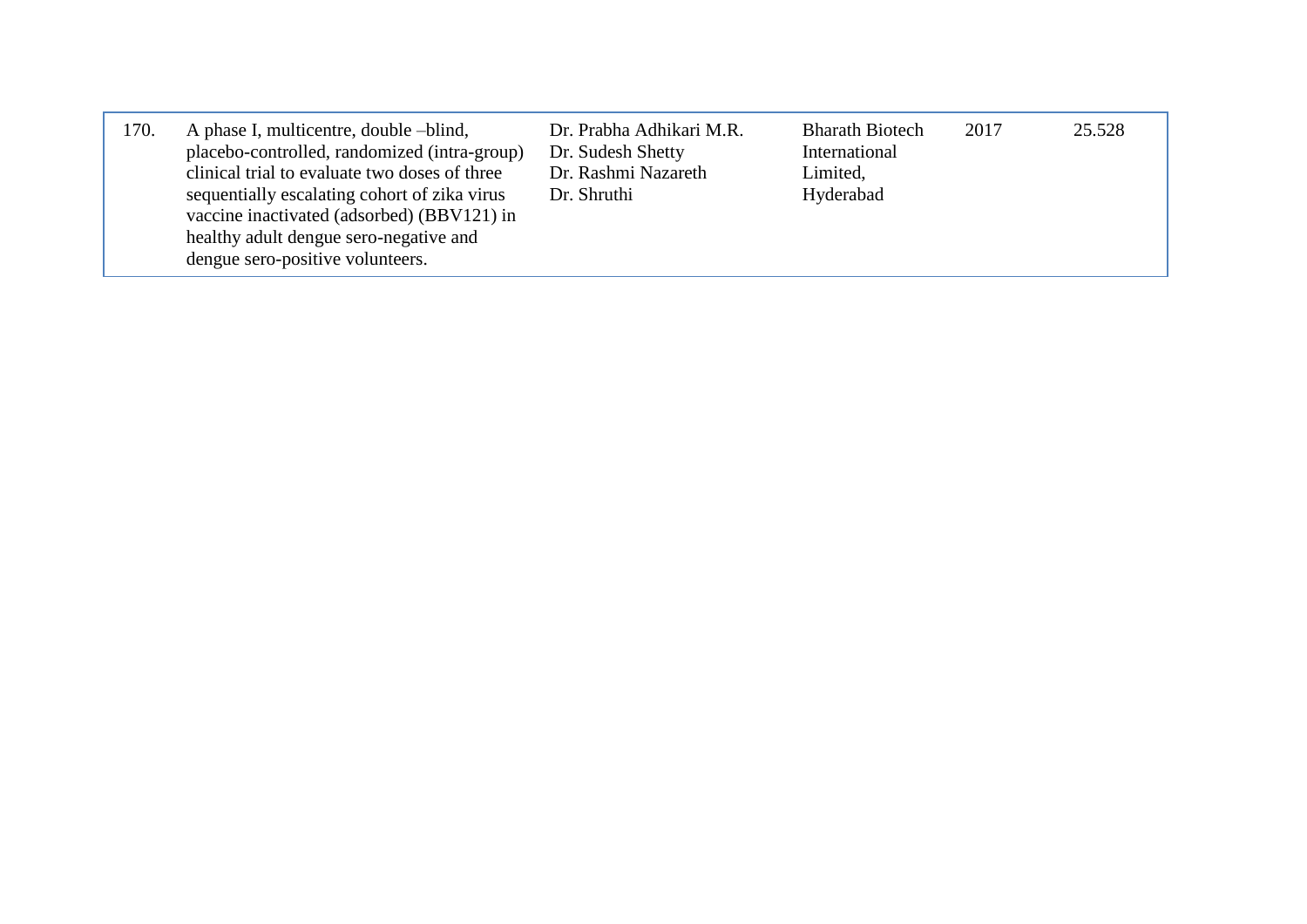| | | | | | |
|---|---|---|---|---|---|
| 170. | A phase I, multicentre, double –blind, placebo-controlled, randomized (intra-group) clinical trial to evaluate two doses of three sequentially escalating cohort of zika virus vaccine inactivated (adsorbed) (BBV121) in healthy adult dengue sero-negative and dengue sero-positive volunteers. | Dr. Prabha Adhikari M.R.<br>Dr. Sudesh Shetty<br>Dr. Rashmi Nazareth<br>Dr. Shruthi | Bharath Biotech International Limited, Hyderabad | 2017 | 25.528 |